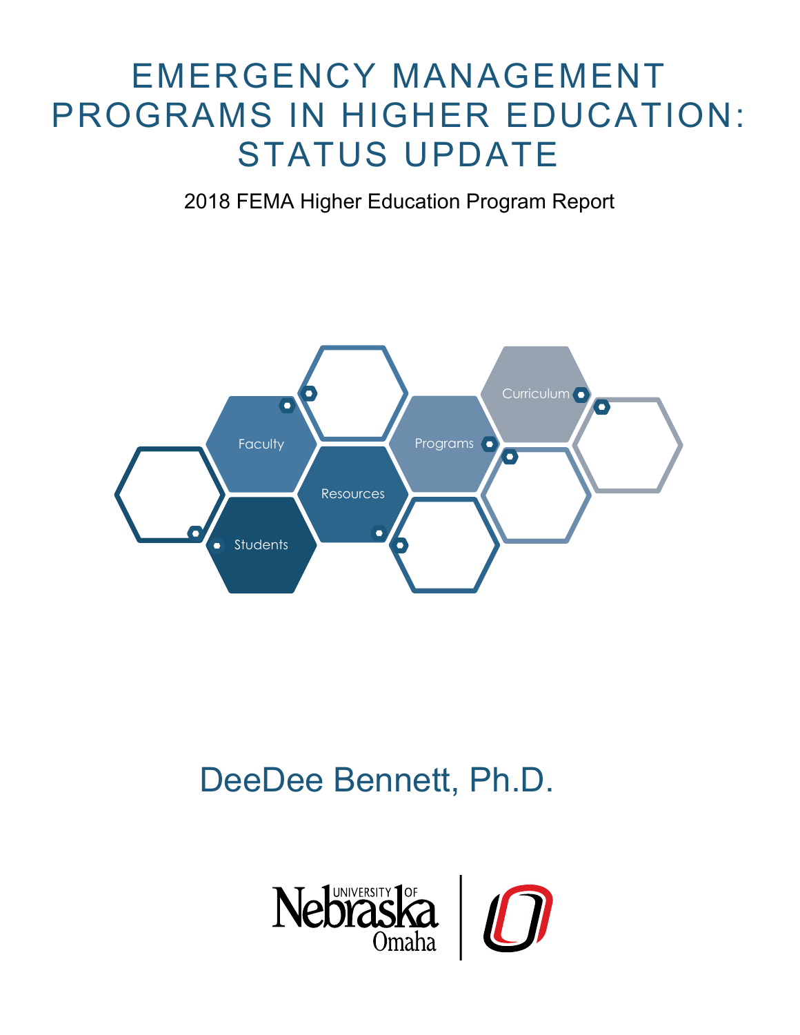# EMERGENCY MANAGEMENT PROGRAMS IN HIGHER EDUCATION: STATUS UPDATE

2018 FEMA Higher Education Program Report

Faculty

Resources

Programs

Curriculum

Students

DeeDee Bennett, Ph.D.

University of Nebraska Omaha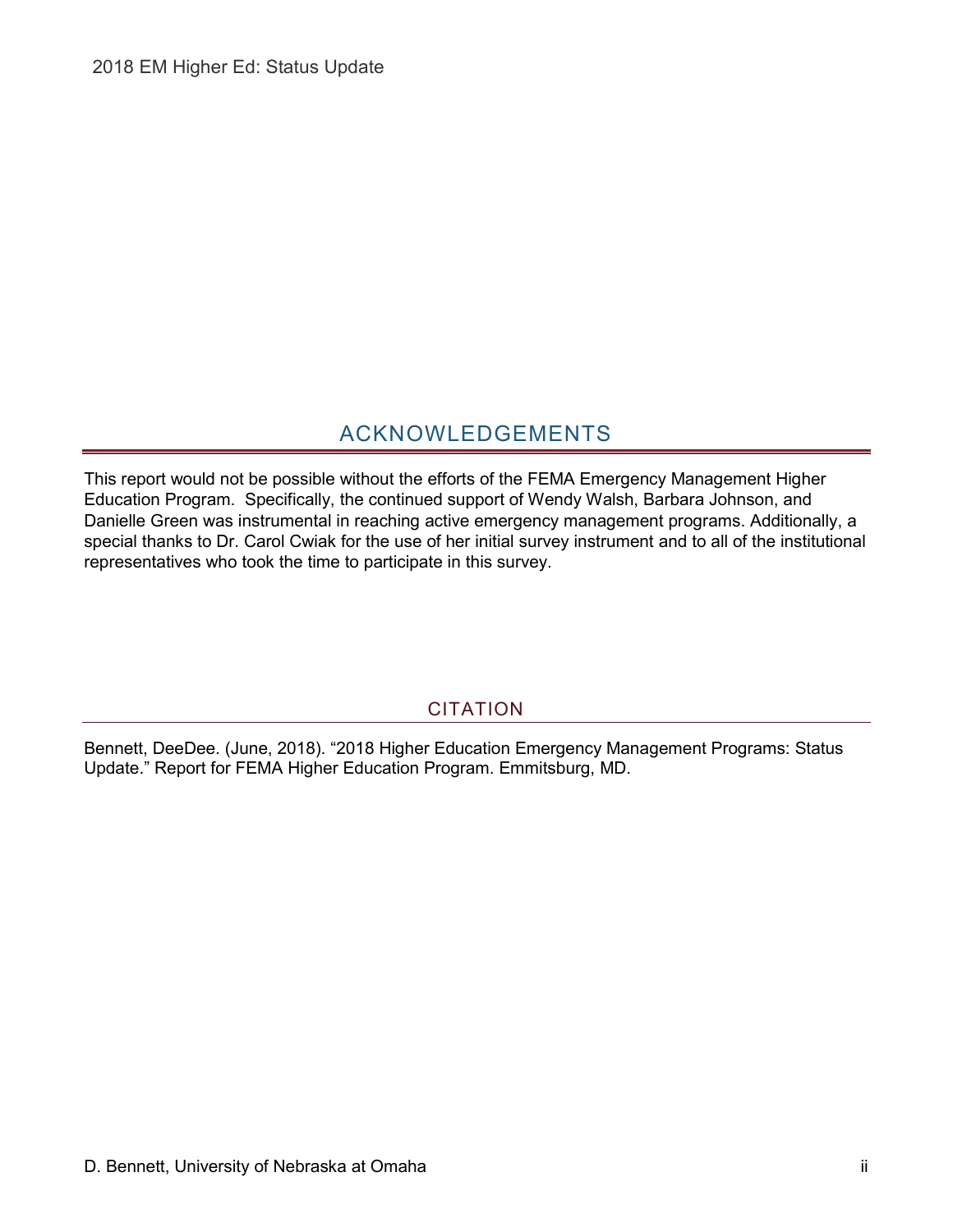## ACKNOWLEDGEMENTS

This report would not be possible without the efforts of the FEMA Emergency Management Higher Education Program. Specifically, the continued support of Wendy Walsh, Barbara Johnson, and Danielle Green was instrumental in reaching active emergency management programs. Additionally, a special thanks to Dr. Carol Cwiak for the use of her initial survey instrument and to all of the institutional representatives who took the time to participate in this survey.

## CITATION

Bennett, DeeDee. (June, 2018). "2018 Higher Education Emergency Management Programs: Status Update." Report for FEMA Higher Education Program. Emmitsburg, MD.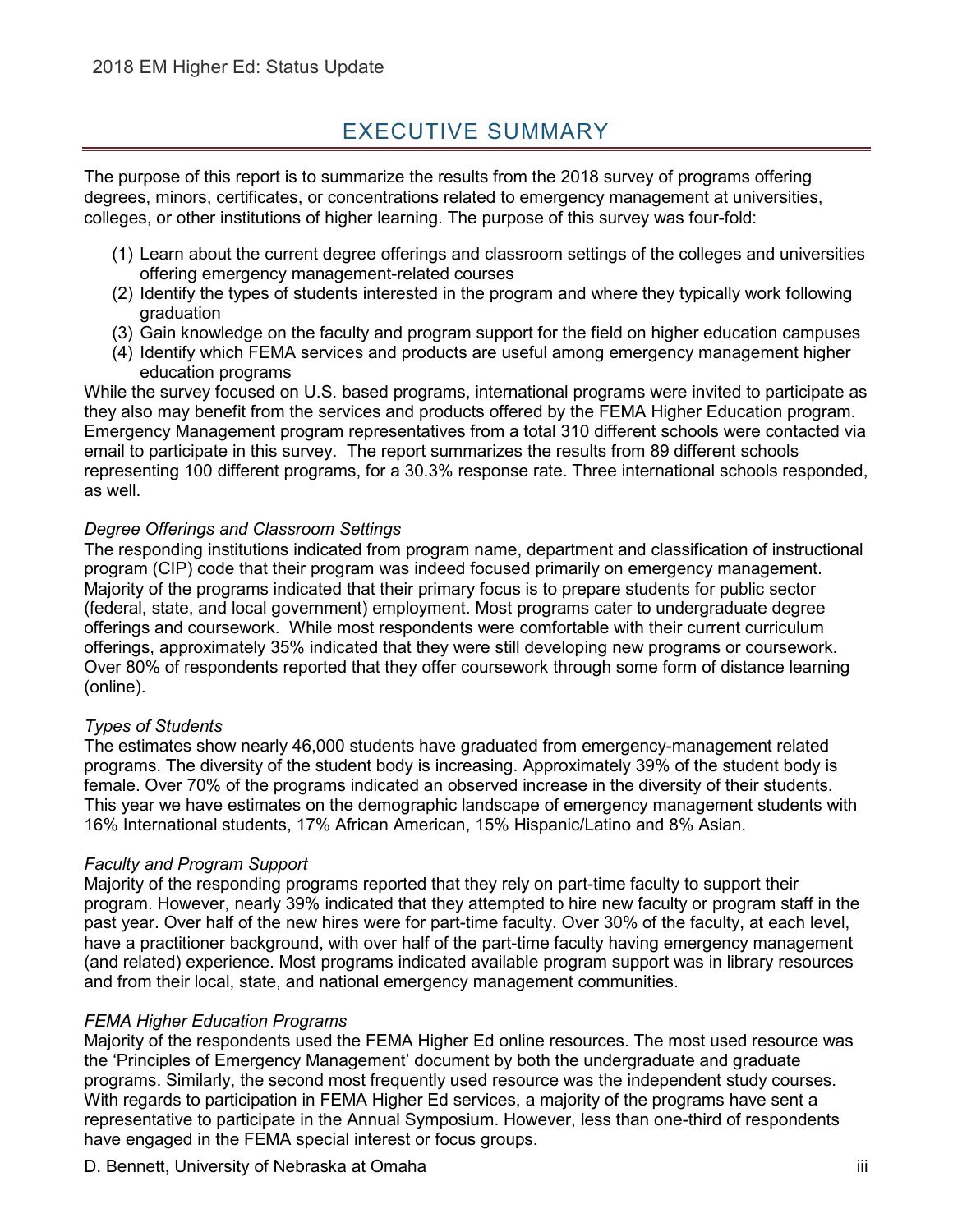# EXECUTIVE SUMMARY

The purpose of this report is to summarize the results from the 2018 survey of programs offering degrees, minors, certificates, or concentrations related to emergency management at universities, colleges, or other institutions of higher learning. The purpose of this survey was four-fold:

(1) Learn about the current degree offerings and classroom settings of the colleges and universities offering emergency management-related courses
(2) Identify the types of students interested in the program and where they typically work following graduation
(3) Gain knowledge on the faculty and program support for the field on higher education campuses
(4) Identify which FEMA services and products are useful among emergency management higher education programs

While the survey focused on U.S. based programs, international programs were invited to participate as they also may benefit from the services and products offered by the FEMA Higher Education program. Emergency Management program representatives from a total 310 different schools were contacted via email to participate in this survey. The report summarizes the results from 89 different schools representing 100 different programs, for a 30.3% response rate. Three international schools responded, as well.

*Degree Offerings and Classroom Settings*

The responding institutions indicated from program name, department and classification of instructional program (CIP) code that their program was indeed focused primarily on emergency management. Majority of the programs indicated that their primary focus is to prepare students for public sector (federal, state, and local government) employment. Most programs cater to undergraduate degree offerings and coursework. While most respondents were comfortable with their current curriculum offerings, approximately 35% indicated that they were still developing new programs or coursework. Over 80% of respondents reported that they offer coursework through some form of distance learning (online).

*Types of Students*

The estimates show nearly 46,000 students have graduated from emergency-management related programs. The diversity of the student body is increasing. Approximately 39% of the student body is female. Over 70% of the programs indicated an observed increase in the diversity of their students. This year we have estimates on the demographic landscape of emergency management students with 16% International students, 17% African American, 15% Hispanic/Latino and 8% Asian.

*Faculty and Program Support*

Majority of the responding programs reported that they rely on part-time faculty to support their program. However, nearly 39% indicated that they attempted to hire new faculty or program staff in the past year. Over half of the new hires were for part-time faculty. Over 30% of the faculty, at each level, have a practitioner background, with over half of the part-time faculty having emergency management (and related) experience. Most programs indicated available program support was in library resources and from their local, state, and national emergency management communities.

*FEMA Higher Education Programs*

Majority of the respondents used the FEMA Higher Ed online resources. The most used resource was the 'Principles of Emergency Management' document by both the undergraduate and graduate programs. Similarly, the second most frequently used resource was the independent study courses. With regards to participation in FEMA Higher Ed services, a majority of the programs have sent a representative to participate in the Annual Symposium. However, less than one-third of respondents have engaged in the FEMA special interest or focus groups.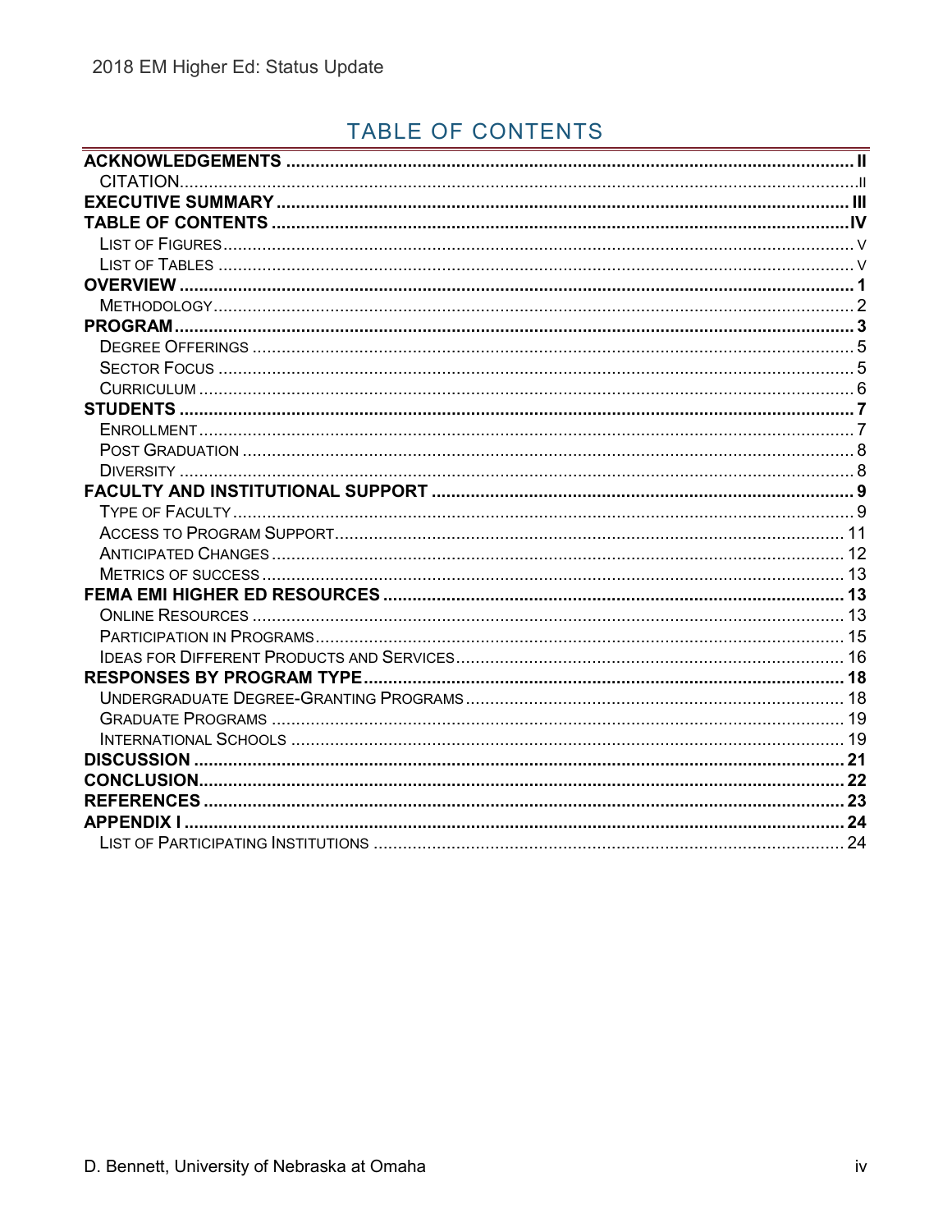# TABLE OF CONTENTS

| | |
|---|---|
| **ACKNOWLEDGEMENTS** | **II** |
| CITATION | II |
| **EXECUTIVE SUMMARY** | **III** |
| **TABLE OF CONTENTS** | **IV** |
| LIST OF FIGURES | V |
| LIST OF TABLES | V |
| **OVERVIEW** | **1** |
| METHODOLOGY | 2 |
| **PROGRAM** | **3** |
| DEGREE OFFERINGS | 5 |
| SECTOR FOCUS | 5 |
| CURRICULUM | 6 |
| **STUDENTS** | **7** |
| ENROLLMENT | 7 |
| POST GRADUATION | 8 |
| DIVERSITY | 8 |
| **FACULTY AND INSTITUTIONAL SUPPORT** | **9** |
| TYPE OF FACULTY | 9 |
| ACCESS TO PROGRAM SUPPORT | 11 |
| ANTICIPATED CHANGES | 12 |
| METRICS OF SUCCESS | 13 |
| **FEMA EMI HIGHER ED RESOURCES** | **13** |
| ONLINE RESOURCES | 13 |
| PARTICIPATION IN PROGRAMS | 15 |
| IDEAS FOR DIFFERENT PRODUCTS AND SERVICES | 16 |
| **RESPONSES BY PROGRAM TYPE** | **18** |
| UNDERGRADUATE DEGREE-GRANTING PROGRAMS | 18 |
| GRADUATE PROGRAMS | 19 |
| INTERNATIONAL SCHOOLS | 19 |
| **DISCUSSION** | **21** |
| **CONCLUSION** | **22** |
| **REFERENCES** | **23** |
| **APPENDIX I** | **24** |
| LIST OF PARTICIPATING INSTITUTIONS | 24 |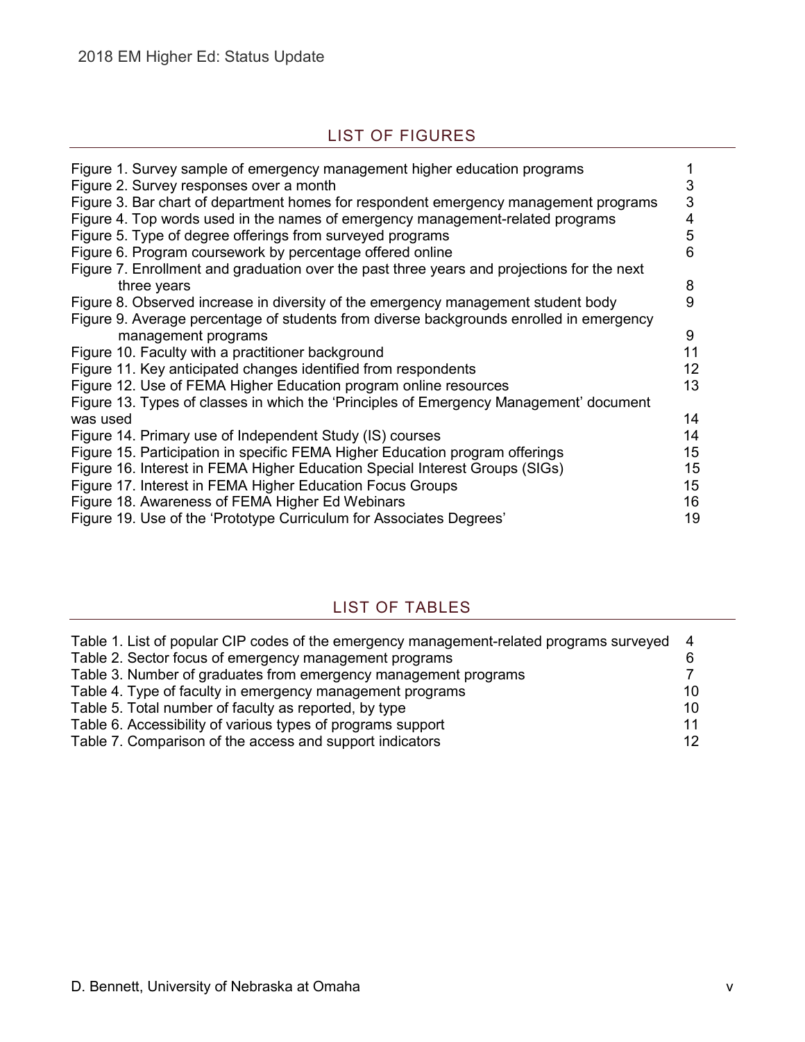## LIST OF FIGURES

| | |
|---|---|
| Figure 1. Survey sample of emergency management higher education programs | 1 |
| Figure 2. Survey responses over a month | 3 |
| Figure 3. Bar chart of department homes for respondent emergency management programs | 3 |
| Figure 4. Top words used in the names of emergency management-related programs | 4 |
| Figure 5. Type of degree offerings from surveyed programs | 5 |
| Figure 6. Program coursework by percentage offered online | 6 |
| Figure 7. Enrollment and graduation over the past three years and projections for the next three years | 8 |
| Figure 8. Observed increase in diversity of the emergency management student body | 9 |
| Figure 9. Average percentage of students from diverse backgrounds enrolled in emergency management programs | 9 |
| Figure 10. Faculty with a practitioner background | 11 |
| Figure 11. Key anticipated changes identified from respondents | 12 |
| Figure 12. Use of FEMA Higher Education program online resources | 13 |
| Figure 13. Types of classes in which the 'Principles of Emergency Management' document was used | 14 |
| Figure 14. Primary use of Independent Study (IS) courses | 14 |
| Figure 15. Participation in specific FEMA Higher Education program offerings | 15 |
| Figure 16. Interest in FEMA Higher Education Special Interest Groups (SIGs) | 15 |
| Figure 17. Interest in FEMA Higher Education Focus Groups | 15 |
| Figure 18. Awareness of FEMA Higher Ed Webinars | 16 |
| Figure 19. Use of the 'Prototype Curriculum for Associates Degrees' | 19 |

## LIST OF TABLES

| | |
|---|---|
| Table 1. List of popular CIP codes of the emergency management-related programs surveyed | 4 |
| Table 2. Sector focus of emergency management programs | 6 |
| Table 3. Number of graduates from emergency management programs | 7 |
| Table 4. Type of faculty in emergency management programs | 10 |
| Table 5. Total number of faculty as reported, by type | 10 |
| Table 6. Accessibility of various types of programs support | 11 |
| Table 7. Comparison of the access and support indicators | 12 |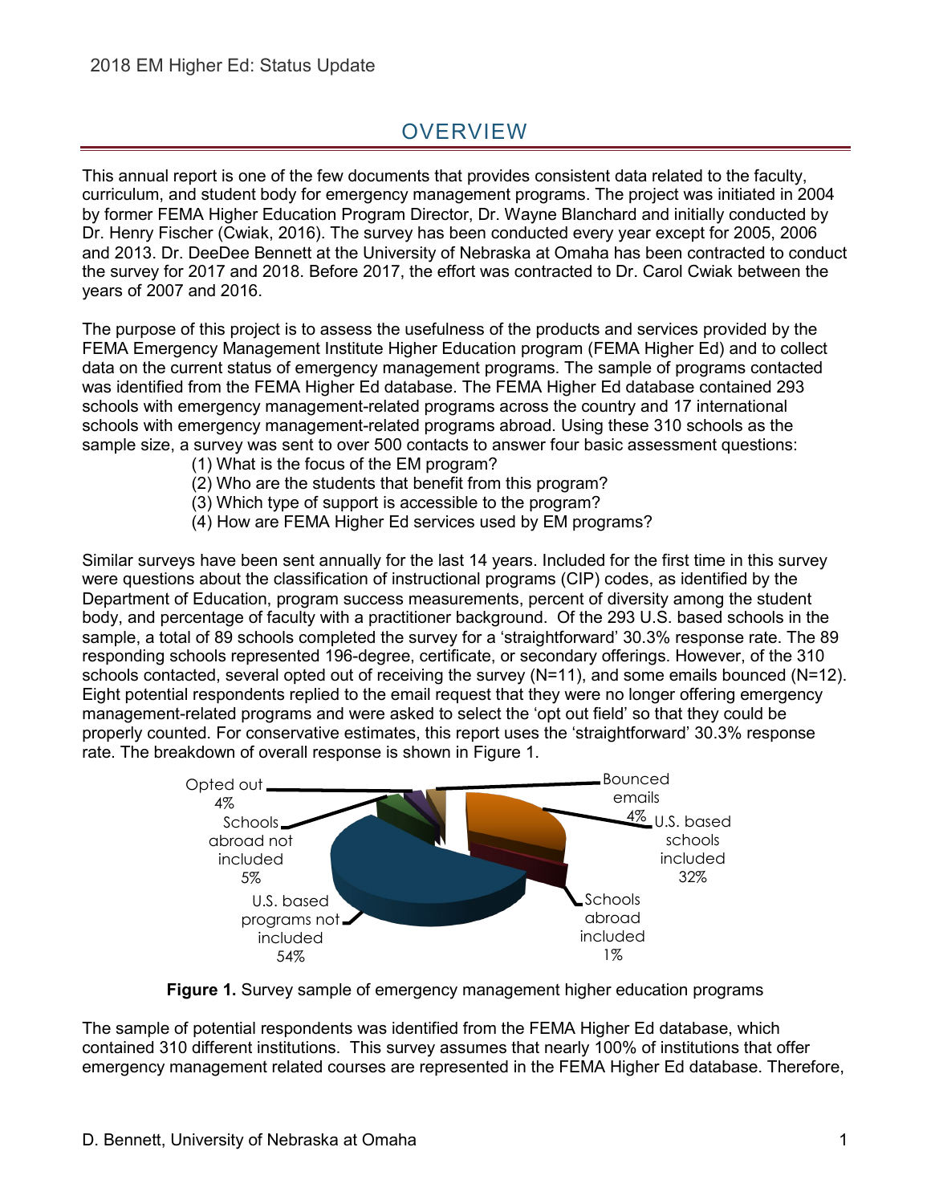# OVERVIEW

This annual report is one of the few documents that provides consistent data related to the faculty, curriculum, and student body for emergency management programs. The project was initiated in 2004 by former FEMA Higher Education Program Director, Dr. Wayne Blanchard and initially conducted by Dr. Henry Fischer (Cwiak, 2016). The survey has been conducted every year except for 2005, 2006 and 2013. Dr. DeeDee Bennett at the University of Nebraska at Omaha has been contracted to conduct the survey for 2017 and 2018. Before 2017, the effort was contracted to Dr. Carol Cwiak between the years of 2007 and 2016.

The purpose of this project is to assess the usefulness of the products and services provided by the FEMA Emergency Management Institute Higher Education program (FEMA Higher Ed) and to collect data on the current status of emergency management programs. The sample of programs contacted was identified from the FEMA Higher Ed database. The FEMA Higher Ed database contained 293 schools with emergency management-related programs across the country and 17 international schools with emergency management-related programs abroad. Using these 310 schools as the sample size, a survey was sent to over 500 contacts to answer four basic assessment questions:

(1) What is the focus of the EM program?
(2) Who are the students that benefit from this program?
(3) Which type of support is accessible to the program?
(4) How are FEMA Higher Ed services used by EM programs?

Similar surveys have been sent annually for the last 14 years. Included for the first time in this survey were questions about the classification of instructional programs (CIP) codes, as identified by the Department of Education, program success measurements, percent of diversity among the student body, and percentage of faculty with a practitioner background. Of the 293 U.S. based schools in the sample, a total of 89 schools completed the survey for a 'straightforward' 30.3% response rate. The 89 responding schools represented 196-degree, certificate, or secondary offerings. However, of the 310 schools contacted, several opted out of receiving the survey (N=11), and some emails bounced (N=12). Eight potential respondents replied to the email request that they were no longer offering emergency management-related programs and were asked to select the 'opt out field' so that they could be properly counted. For conservative estimates, this report uses the 'straightforward' 30.3% response rate. The breakdown of overall response is shown in Figure 1.

| Category | Percentage |
|---|---|
| U.S. based schools included | 32% |
| Schools abroad included | 1% |
| U.S. based programs not included | 54% |
| Schools abroad not included | 5% |
| Opted out | 4% |
| Bounced emails | 4% |

**Figure 1.** Survey sample of emergency management higher education programs

The sample of potential respondents was identified from the FEMA Higher Ed database, which contained 310 different institutions. This survey assumes that nearly 100% of institutions that offer emergency management related courses are represented in the FEMA Higher Ed database. Therefore,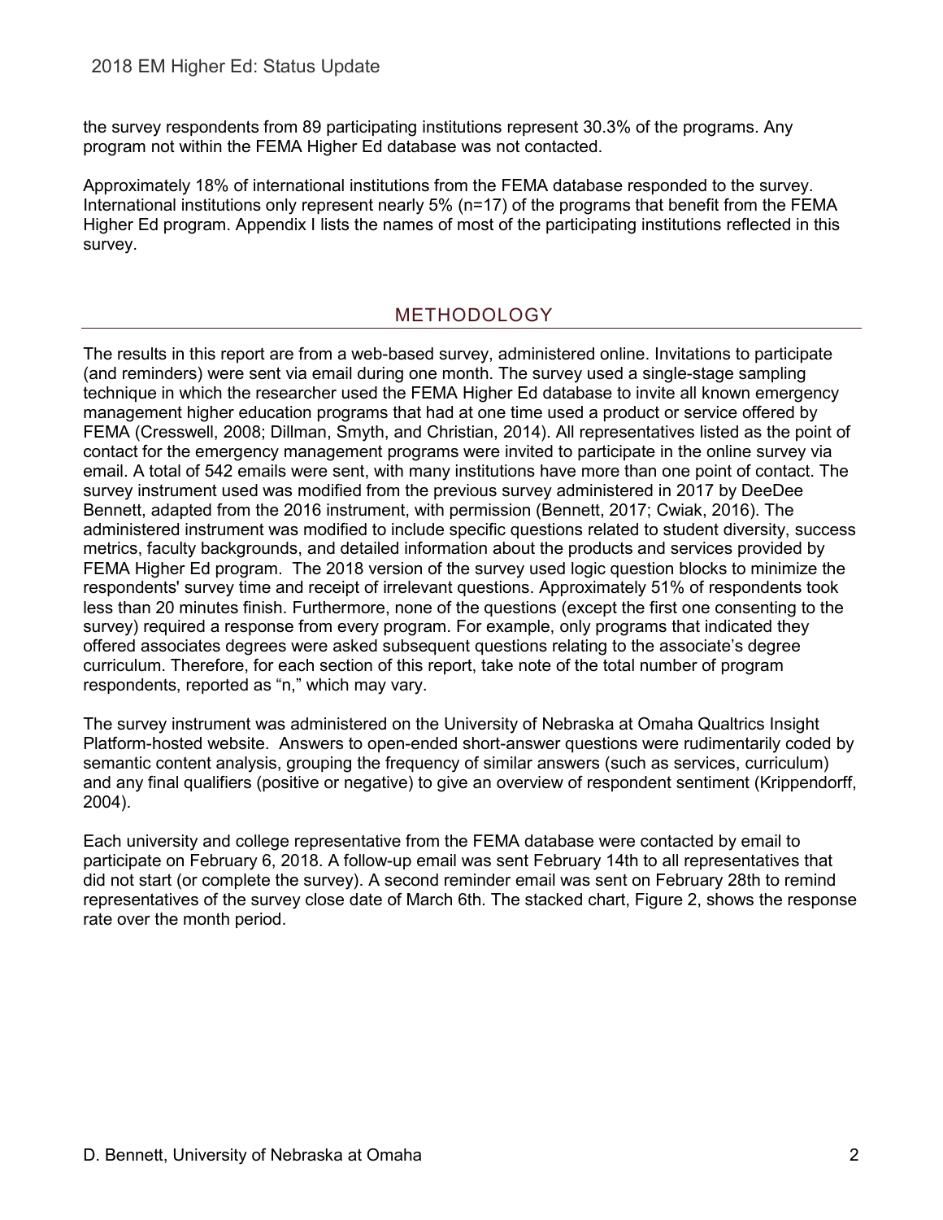the survey respondents from 89 participating institutions represent 30.3% of the programs. Any program not within the FEMA Higher Ed database was not contacted.

Approximately 18% of international institutions from the FEMA database responded to the survey. International institutions only represent nearly 5% (n=17) of the programs that benefit from the FEMA Higher Ed program. Appendix I lists the names of most of the participating institutions reflected in this survey.

## METHODOLOGY

The results in this report are from a web-based survey, administered online. Invitations to participate (and reminders) were sent via email during one month. The survey used a single-stage sampling technique in which the researcher used the FEMA Higher Ed database to invite all known emergency management higher education programs that had at one time used a product or service offered by FEMA (Cresswell, 2008; Dillman, Smyth, and Christian, 2014). All representatives listed as the point of contact for the emergency management programs were invited to participate in the online survey via email. A total of 542 emails were sent, with many institutions have more than one point of contact. The survey instrument used was modified from the previous survey administered in 2017 by DeeDee Bennett, adapted from the 2016 instrument, with permission (Bennett, 2017; Cwiak, 2016). The administered instrument was modified to include specific questions related to student diversity, success metrics, faculty backgrounds, and detailed information about the products and services provided by FEMA Higher Ed program. The 2018 version of the survey used logic question blocks to minimize the respondents' survey time and receipt of irrelevant questions. Approximately 51% of respondents took less than 20 minutes finish. Furthermore, none of the questions (except the first one consenting to the survey) required a response from every program. For example, only programs that indicated they offered associates degrees were asked subsequent questions relating to the associate's degree curriculum. Therefore, for each section of this report, take note of the total number of program respondents, reported as "n," which may vary.

The survey instrument was administered on the University of Nebraska at Omaha Qualtrics Insight Platform-hosted website. Answers to open-ended short-answer questions were rudimentarily coded by semantic content analysis, grouping the frequency of similar answers (such as services, curriculum) and any final qualifiers (positive or negative) to give an overview of respondent sentiment (Krippendorff, 2004).

Each university and college representative from the FEMA database were contacted by email to participate on February 6, 2018. A follow-up email was sent February 14th to all representatives that did not start (or complete the survey). A second reminder email was sent on February 28th to remind representatives of the survey close date of March 6th. The stacked chart, Figure 2, shows the response rate over the month period.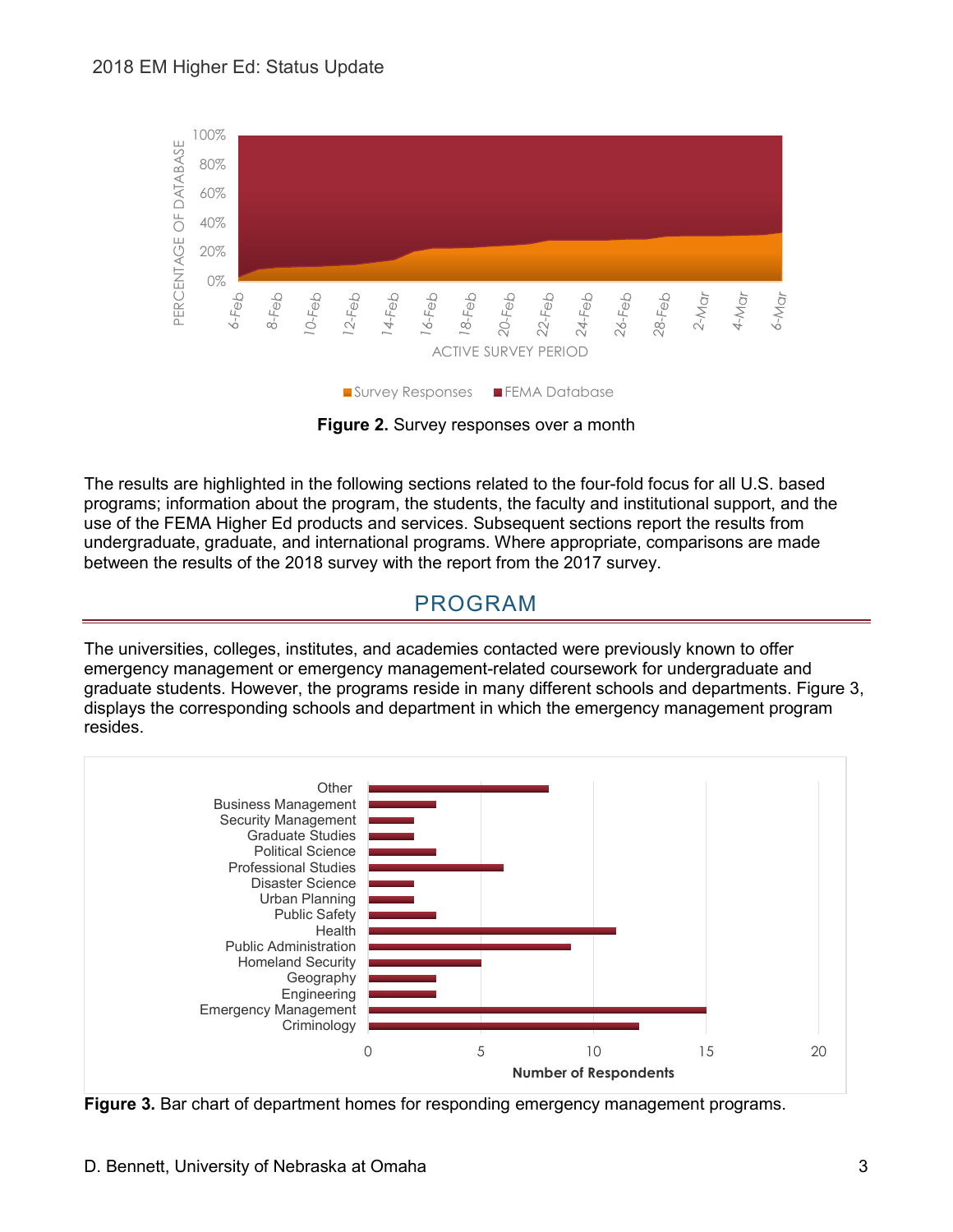Figure 2. Survey responses over a month

The results are highlighted in the following sections related to the four-fold focus for all U.S. based programs; information about the program, the students, the faculty and institutional support, and the use of the FEMA Higher Ed products and services. Subsequent sections report the results from undergraduate, graduate, and international programs. Where appropriate, comparisons are made between the results of the 2018 survey with the report from the 2017 survey.

## PROGRAM

The universities, colleges, institutes, and academies contacted were previously known to offer emergency management or emergency management-related coursework for undergraduate and graduate students. However, the programs reside in many different schools and departments. Figure 3, displays the corresponding schools and department in which the emergency management program resides.

**Figure 3.** Bar chart of department homes for responding emergency management programs.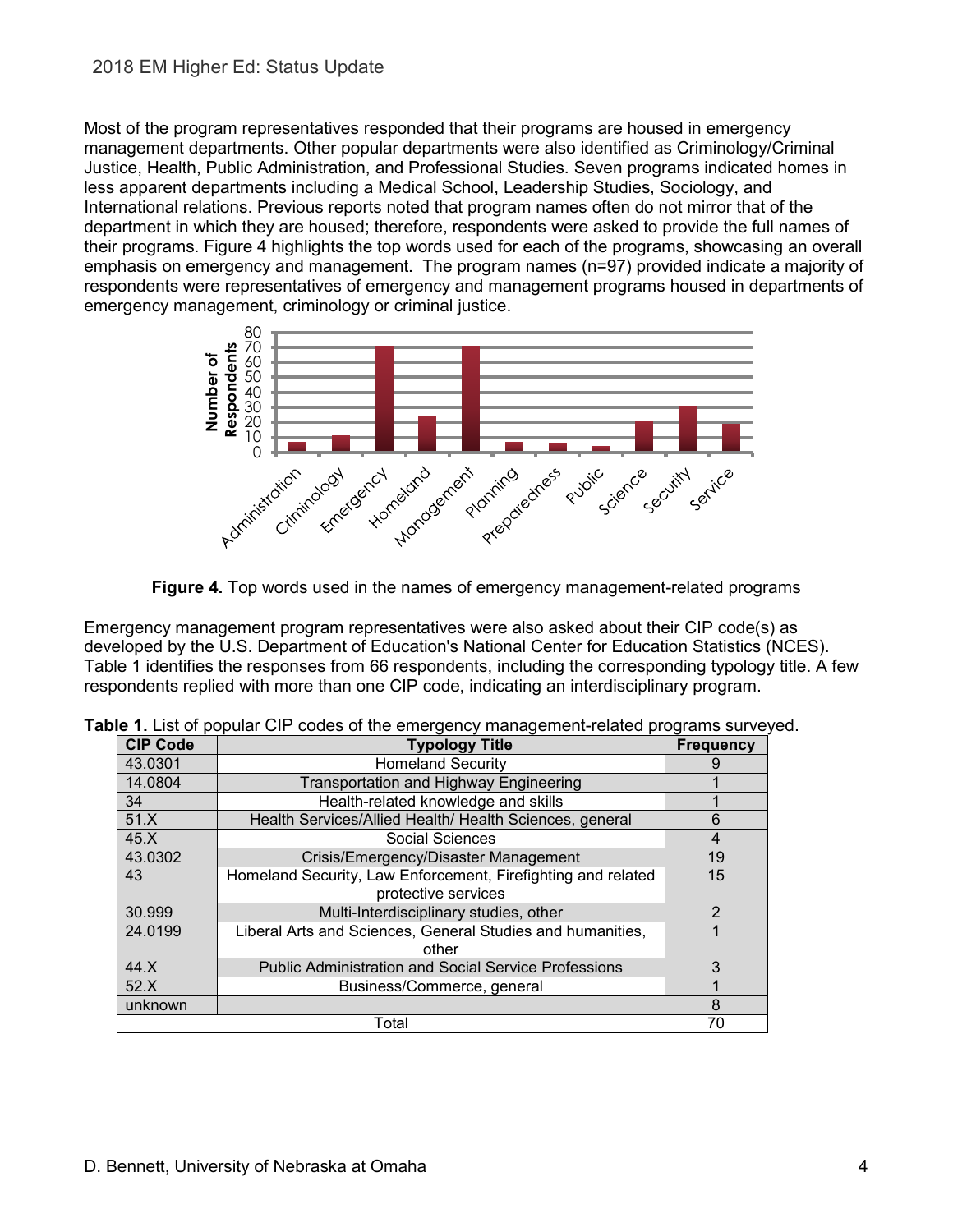Most of the program representatives responded that their programs are housed in emergency management departments. Other popular departments were also identified as Criminology/Criminal Justice, Health, Public Administration, and Professional Studies. Seven programs indicated homes in less apparent departments including a Medical School, Leadership Studies, Sociology, and International relations. Previous reports noted that program names often do not mirror that of the department in which they are housed; therefore, respondents were asked to provide the full names of their programs. Figure 4 highlights the top words used for each of the programs, showcasing an overall emphasis on emergency and management. The program names (n=97) provided indicate a majority of respondents were representatives of emergency and management programs housed in departments of emergency management, criminology or criminal justice.

**Figure 4.** Top words used in the names of emergency management-related programs

Emergency management program representatives were also asked about their CIP code(s) as developed by the U.S. Department of Education's National Center for Education Statistics (NCES). Table 1 identifies the responses from 66 respondents, including the corresponding typology title. A few respondents replied with more than one CIP code, indicating an interdisciplinary program.

**Table 1.** List of popular CIP codes of the emergency management-related programs surveyed.

| CIP Code | Typology Title | Frequency |
|---|---|---|
| 43.0301 | Homeland Security | 9 |
| 14.0804 | Transportation and Highway Engineering | 1 |
| 34 | Health-related knowledge and skills | 1 |
| 51.X | Health Services/Allied Health/ Health Sciences, general | 6 |
| 45.X | Social Sciences | 4 |
| 43.0302 | Crisis/Emergency/Disaster Management | 19 |
| 43 | Homeland Security, Law Enforcement, Firefighting and related protective services | 15 |
| 30.999 | Multi-Interdisciplinary studies, other | 2 |
| 24.0199 | Liberal Arts and Sciences, General Studies and humanities, other | 1 |
| 44.X | Public Administration and Social Service Professions | 3 |
| 52.X | Business/Commerce, general | 1 |
| unknown | | 8 |
| Total | | 70 |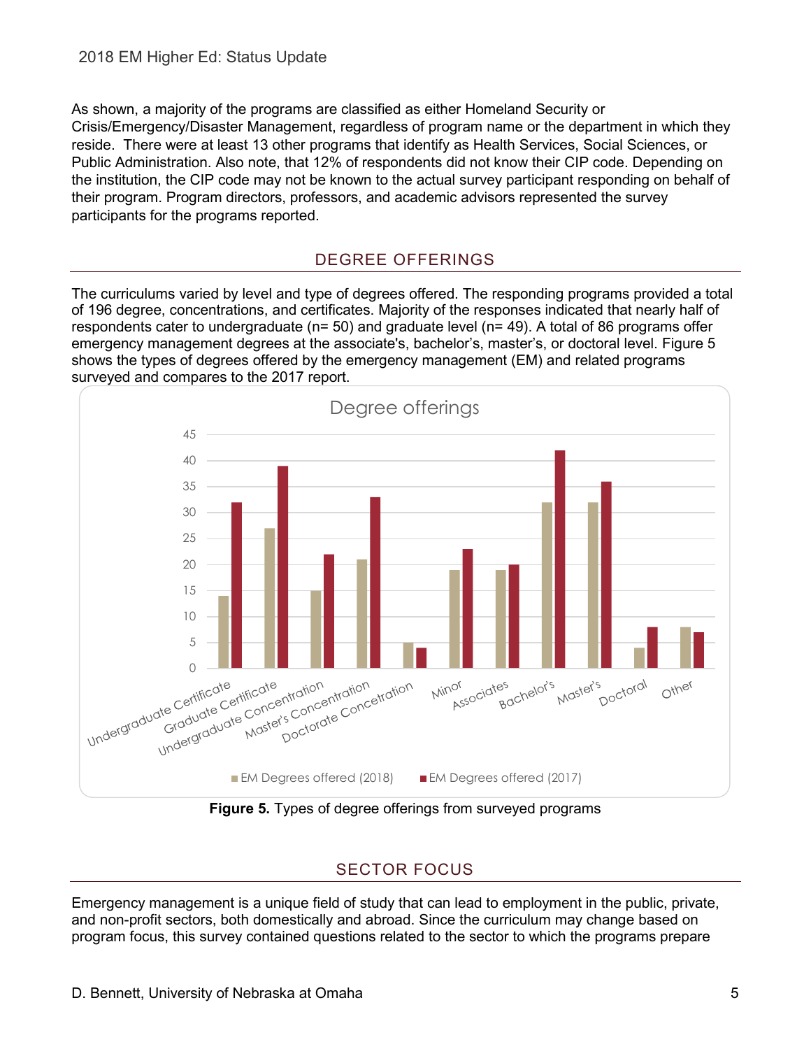As shown, a majority of the programs are classified as either Homeland Security or Crisis/Emergency/Disaster Management, regardless of program name or the department in which they reside. There were at least 13 other programs that identify as Health Services, Social Sciences, or Public Administration. Also note, that 12% of respondents did not know their CIP code. Depending on the institution, the CIP code may not be known to the actual survey participant responding on behalf of their program. Program directors, professors, and academic advisors represented the survey participants for the programs reported.

## DEGREE OFFERINGS

The curriculums varied by level and type of degrees offered. The responding programs provided a total of 196 degree, concentrations, and certificates. Majority of the responses indicated that nearly half of respondents cater to undergraduate (n= 50) and graduate level (n= 49). A total of 86 programs offer emergency management degrees at the associate's, bachelor's, master's, or doctoral level. Figure 5 shows the types of degrees offered by the emergency management (EM) and related programs surveyed and compares to the 2017 report.

Degree offerings

| | EM Degrees offered (2018) | EM Degrees offered (2017) |
|---|---|---|
| Undergraduate Certificate | 14 | 32 |
| Graduate Certificate | 27 | 39 |
| Undergraduate Concentration | 15 | 22 |
| Master's Concentration | 21 | 33 |
| Doctorate Concetration | 5 | 4 |
| Minor | 19 | 23 |
| Associates | 19 | 20 |
| Bachelor's | 32 | 42 |
| Master's | 32 | 36 |
| Doctoral | 4 | 8 |
| Other | 8 | 7 |

**Figure 5.** Types of degree offerings from surveyed programs

## SECTOR FOCUS

Emergency management is a unique field of study that can lead to employment in the public, private, and non-profit sectors, both domestically and abroad. Since the curriculum may change based on program focus, this survey contained questions related to the sector to which the programs prepare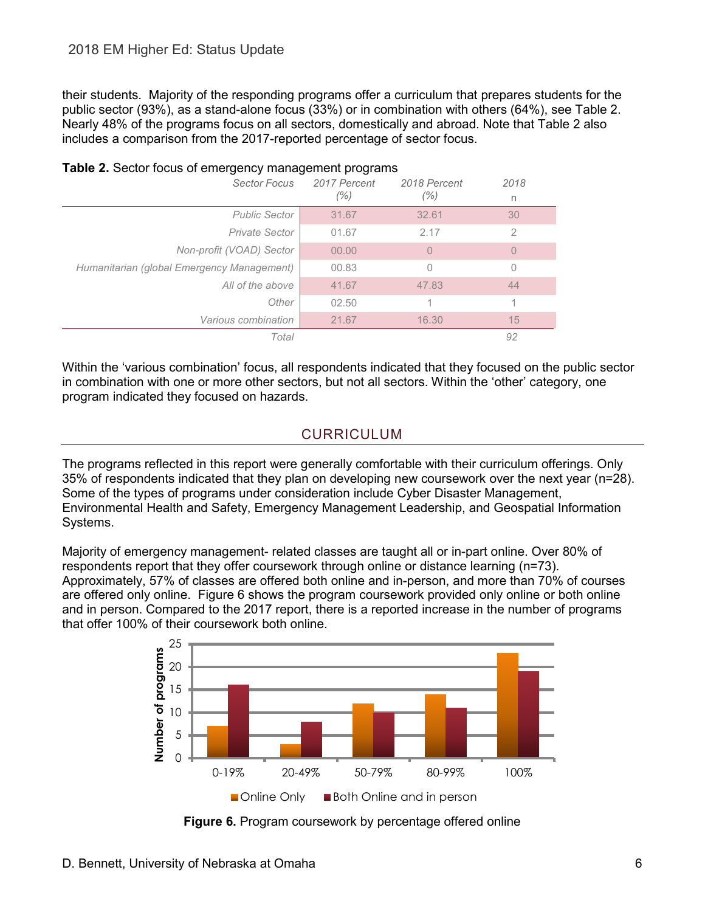their students. Majority of the responding programs offer a curriculum that prepares students for the public sector (93%), as a stand-alone focus (33%) or in combination with others (64%), see Table 2. Nearly 48% of the programs focus on all sectors, domestically and abroad. Note that Table 2 also includes a comparison from the 2017-reported percentage of sector focus.

**Table 2.** Sector focus of emergency management programs

| *Sector Focus* | *2017 Percent (%)* | *2018 Percent (%)* | *2018 n* |
|---|---|---|---|
| *Public Sector* | 31.67 | 32.61 | 30 |
| *Private Sector* | 01.67 | 2.17 | 2 |
| *Non-profit (VOAD) Sector* | 00.00 | 0 | 0 |
| *Humanitarian (global Emergency Management)* | 00.83 | 0 | 0 |
| *All of the above* | 41.67 | 47.83 | 44 |
| *Other* | 02.50 | 1 | 1 |
| *Various combination* | 21.67 | 16.30 | 15 |
| *Total* | | | *92* |

Within the 'various combination' focus, all respondents indicated that they focused on the public sector in combination with one or more other sectors, but not all sectors. Within the 'other' category, one program indicated they focused on hazards.

## CURRICULUM

The programs reflected in this report were generally comfortable with their curriculum offerings. Only 35% of respondents indicated that they plan on developing new coursework over the next year (n=28). Some of the types of programs under consideration include Cyber Disaster Management, Environmental Health and Safety, Emergency Management Leadership, and Geospatial Information Systems.

Majority of emergency management- related classes are taught all or in-part online. Over 80% of respondents report that they offer coursework through online or distance learning (n=73). Approximately, 57% of classes are offered both online and in-person, and more than 70% of courses are offered only online. Figure 6 shows the program coursework provided only online or both online and in person. Compared to the 2017 report, there is a reported increase in the number of programs that offer 100% of their coursework both online.

| Percentage offered online | Online Only | Both Online and in person |
|---|---|---|
| 0-19% | 7 | 16 |
| 20-49% | 3 | 8 |
| 50-79% | 12 | 10 |
| 80-99% | 14 | 11 |
| 100% | 23 | 19 |

**Figure 6.** Program coursework by percentage offered online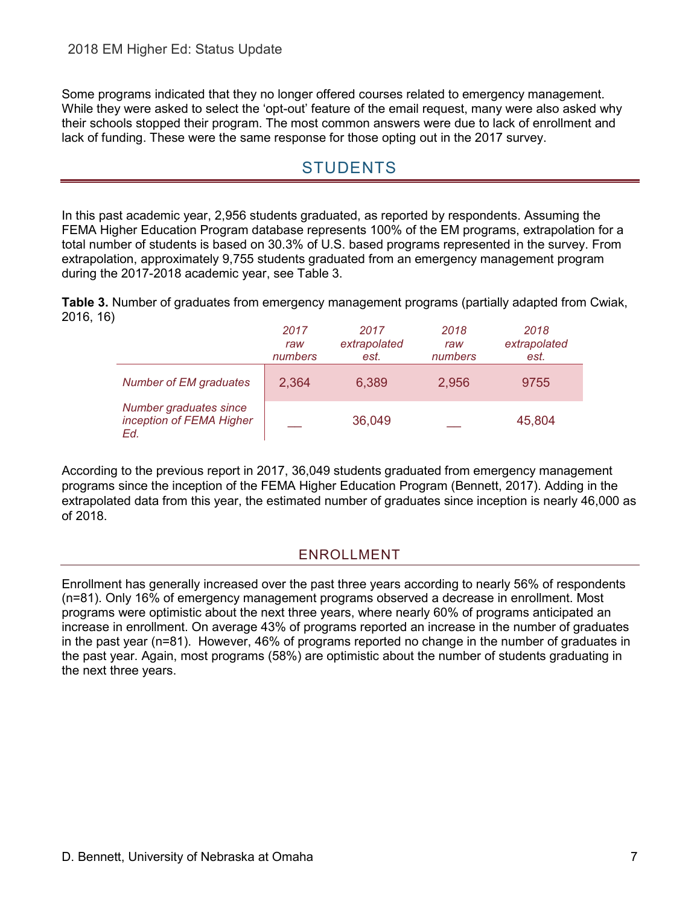Some programs indicated that they no longer offered courses related to emergency management. While they were asked to select the 'opt-out' feature of the email request, many were also asked why their schools stopped their program. The most common answers were due to lack of enrollment and lack of funding. These were the same response for those opting out in the 2017 survey.

## STUDENTS

In this past academic year, 2,956 students graduated, as reported by respondents. Assuming the FEMA Higher Education Program database represents 100% of the EM programs, extrapolation for a total number of students is based on 30.3% of U.S. based programs represented in the survey. From extrapolation, approximately 9,755 students graduated from an emergency management program during the 2017-2018 academic year, see Table 3.

**Table 3.** Number of graduates from emergency management programs (partially adapted from Cwiak, 2016, 16)

| | *2017 raw numbers* | *2017 extrapolated est.* | *2018 raw numbers* | *2018 extrapolated est.* |
|---|---|---|---|---|
| *Number of EM graduates* | 2,364 | 6,389 | 2,956 | 9755 |
| *Number graduates since inception of FEMA Higher Ed.* | __ | 36,049 | __ | 45,804 |

According to the previous report in 2017, 36,049 students graduated from emergency management programs since the inception of the FEMA Higher Education Program (Bennett, 2017). Adding in the extrapolated data from this year, the estimated number of graduates since inception is nearly 46,000 as of 2018.

### ENROLLMENT

Enrollment has generally increased over the past three years according to nearly 56% of respondents (n=81). Only 16% of emergency management programs observed a decrease in enrollment. Most programs were optimistic about the next three years, where nearly 60% of programs anticipated an increase in enrollment. On average 43% of programs reported an increase in the number of graduates in the past year (n=81). However, 46% of programs reported no change in the number of graduates in the past year. Again, most programs (58%) are optimistic about the number of students graduating in the next three years.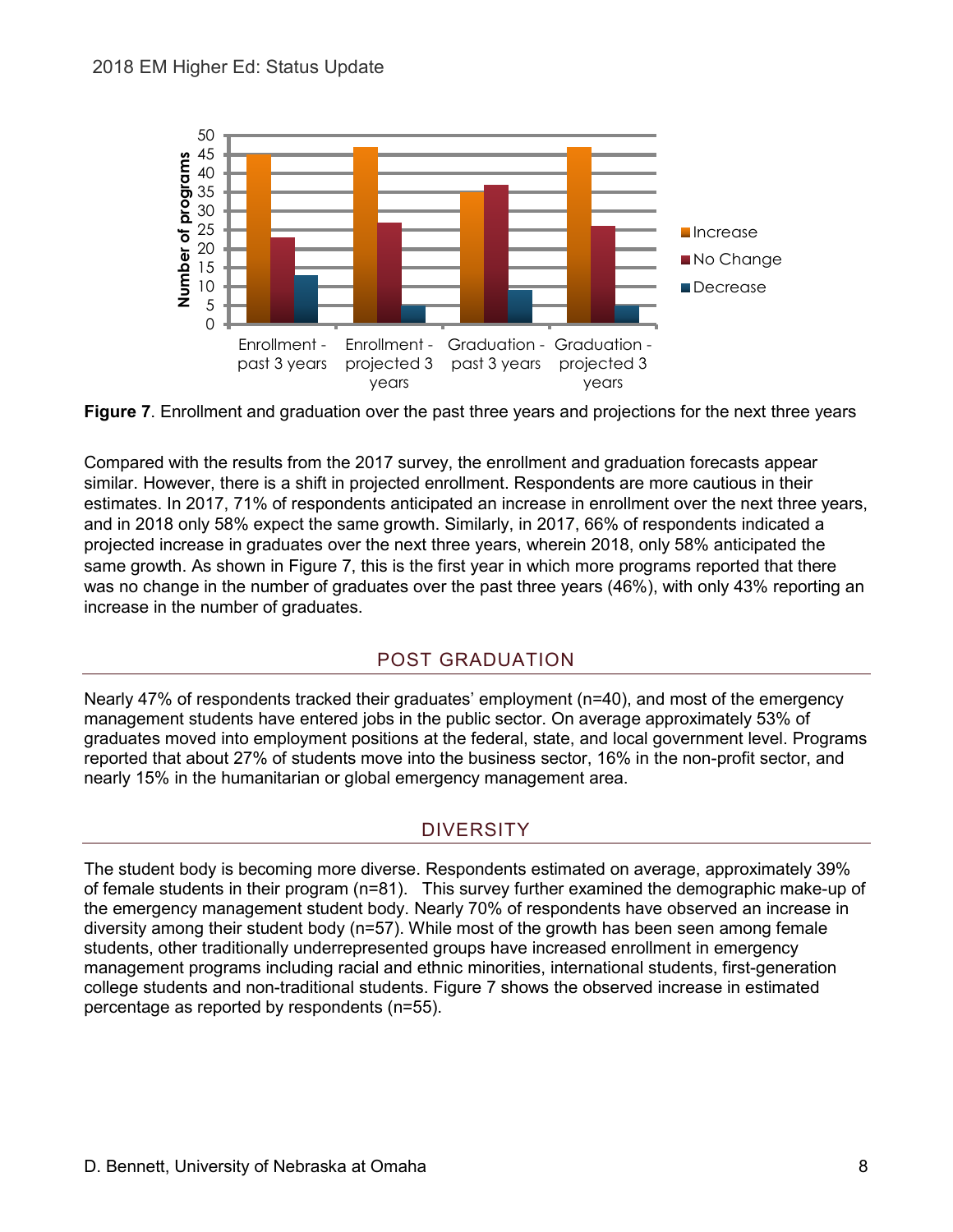**Figure 7**. Enrollment and graduation over the past three years and projections for the next three years

Compared with the results from the 2017 survey, the enrollment and graduation forecasts appear similar. However, there is a shift in projected enrollment. Respondents are more cautious in their estimates. In 2017, 71% of respondents anticipated an increase in enrollment over the next three years, and in 2018 only 58% expect the same growth. Similarly, in 2017, 66% of respondents indicated a projected increase in graduates over the next three years, wherein 2018, only 58% anticipated the same growth. As shown in Figure 7, this is the first year in which more programs reported that there was no change in the number of graduates over the past three years (46%), with only 43% reporting an increase in the number of graduates.

## POST GRADUATION

Nearly 47% of respondents tracked their graduates' employment (n=40), and most of the emergency management students have entered jobs in the public sector. On average approximately 53% of graduates moved into employment positions at the federal, state, and local government level. Programs reported that about 27% of students move into the business sector, 16% in the non-profit sector, and nearly 15% in the humanitarian or global emergency management area.

## DIVERSITY

The student body is becoming more diverse. Respondents estimated on average, approximately 39% of female students in their program (n=81). This survey further examined the demographic make-up of the emergency management student body. Nearly 70% of respondents have observed an increase in diversity among their student body (n=57). While most of the growth has been seen among female students, other traditionally underrepresented groups have increased enrollment in emergency management programs including racial and ethnic minorities, international students, first-generation college students and non-traditional students. Figure 7 shows the observed increase in estimated percentage as reported by respondents (n=55).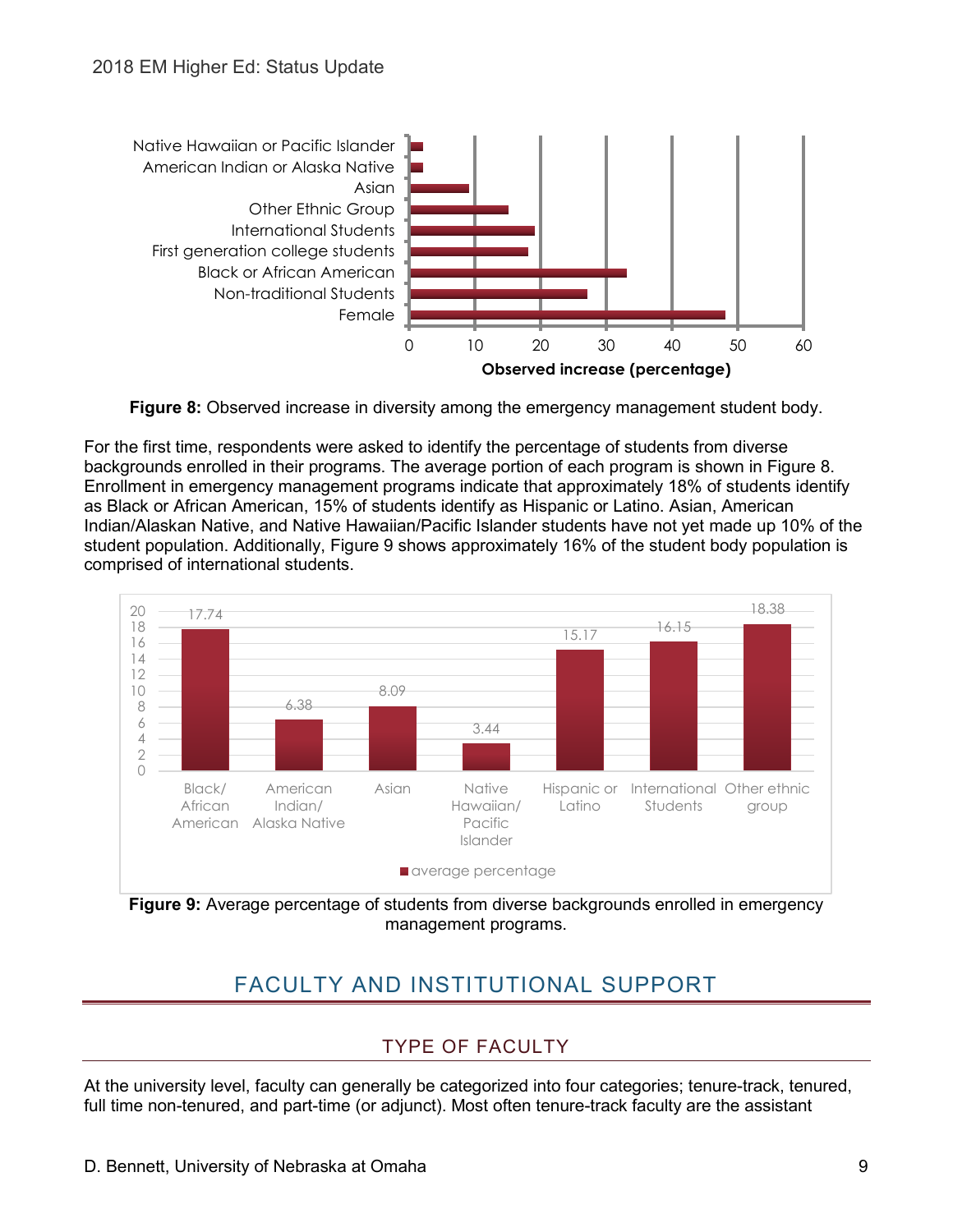Figure 8: Observed increase in diversity among the emergency management student body.

For the first time, respondents were asked to identify the percentage of students from diverse backgrounds enrolled in their programs. The average portion of each program is shown in Figure 8. Enrollment in emergency management programs indicate that approximately 18% of students identify as Black or African American, 15% of students identify as Hispanic or Latino. Asian, American Indian/Alaskan Native, and Native Hawaiian/Pacific Islander students have not yet made up 10% of the student population. Additionally, Figure 9 shows approximately 16% of the student body population is comprised of international students.

**Figure 9:** Average percentage of students from diverse backgrounds enrolled in emergency management programs.

## FACULTY AND INSTITUTIONAL SUPPORT

### TYPE OF FACULTY

At the university level, faculty can generally be categorized into four categories; tenure-track, tenured, full time non-tenured, and part-time (or adjunct). Most often tenure-track faculty are the assistant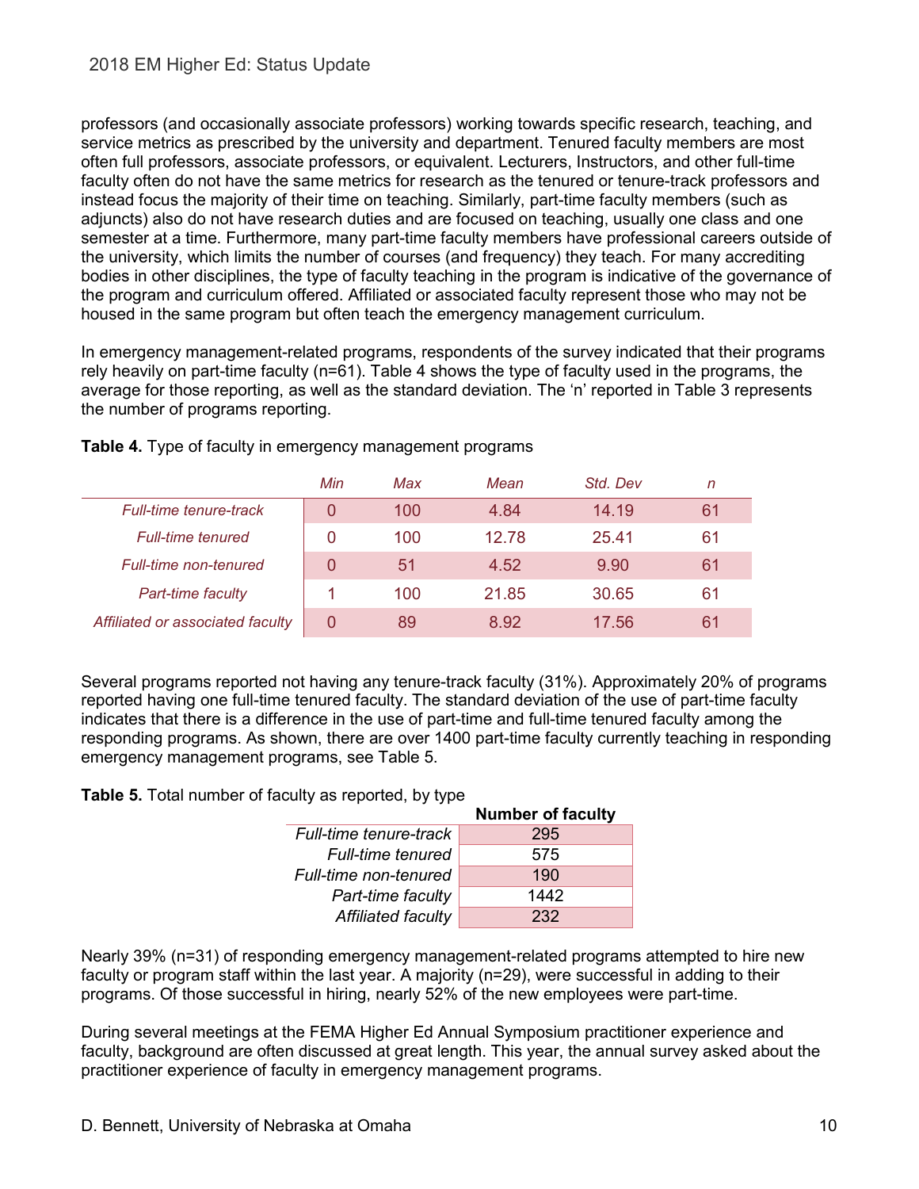professors (and occasionally associate professors) working towards specific research, teaching, and service metrics as prescribed by the university and department. Tenured faculty members are most often full professors, associate professors, or equivalent. Lecturers, Instructors, and other full-time faculty often do not have the same metrics for research as the tenured or tenure-track professors and instead focus the majority of their time on teaching. Similarly, part-time faculty members (such as adjuncts) also do not have research duties and are focused on teaching, usually one class and one semester at a time. Furthermore, many part-time faculty members have professional careers outside of the university, which limits the number of courses (and frequency) they teach. For many accrediting bodies in other disciplines, the type of faculty teaching in the program is indicative of the governance of the program and curriculum offered. Affiliated or associated faculty represent those who may not be housed in the same program but often teach the emergency management curriculum.

In emergency management-related programs, respondents of the survey indicated that their programs rely heavily on part-time faculty (n=61). Table 4 shows the type of faculty used in the programs, the average for those reporting, as well as the standard deviation. The 'n' reported in Table 3 represents the number of programs reporting.

**Table 4.** Type of faculty in emergency management programs

| | *Min* | *Max* | *Mean* | *Std. Dev* | *n* |
|---|---|---|---|---|---|
| *Full-time tenure-track* | 0 | 100 | 4.84 | 14.19 | 61 |
| *Full-time tenured* | 0 | 100 | 12.78 | 25.41 | 61 |
| *Full-time non-tenured* | 0 | 51 | 4.52 | 9.90 | 61 |
| *Part-time faculty* | 1 | 100 | 21.85 | 30.65 | 61 |
| *Affiliated or associated faculty* | 0 | 89 | 8.92 | 17.56 | 61 |

Several programs reported not having any tenure-track faculty (31%). Approximately 20% of programs reported having one full-time tenured faculty. The standard deviation of the use of part-time faculty indicates that there is a difference in the use of part-time and full-time tenured faculty among the responding programs. As shown, there are over 1400 part-time faculty currently teaching in responding emergency management programs, see Table 5.

**Table 5.** Total number of faculty as reported, by type

| | **Number of faculty** |
|---|---|
| *Full-time tenure-track* | 295 |
| *Full-time tenured* | 575 |
| *Full-time non-tenured* | 190 |
| *Part-time faculty* | 1442 |
| *Affiliated faculty* | 232 |

Nearly 39% (n=31) of responding emergency management-related programs attempted to hire new faculty or program staff within the last year. A majority (n=29), were successful in adding to their programs. Of those successful in hiring, nearly 52% of the new employees were part-time.

During several meetings at the FEMA Higher Ed Annual Symposium practitioner experience and faculty, background are often discussed at great length. This year, the annual survey asked about the practitioner experience of faculty in emergency management programs.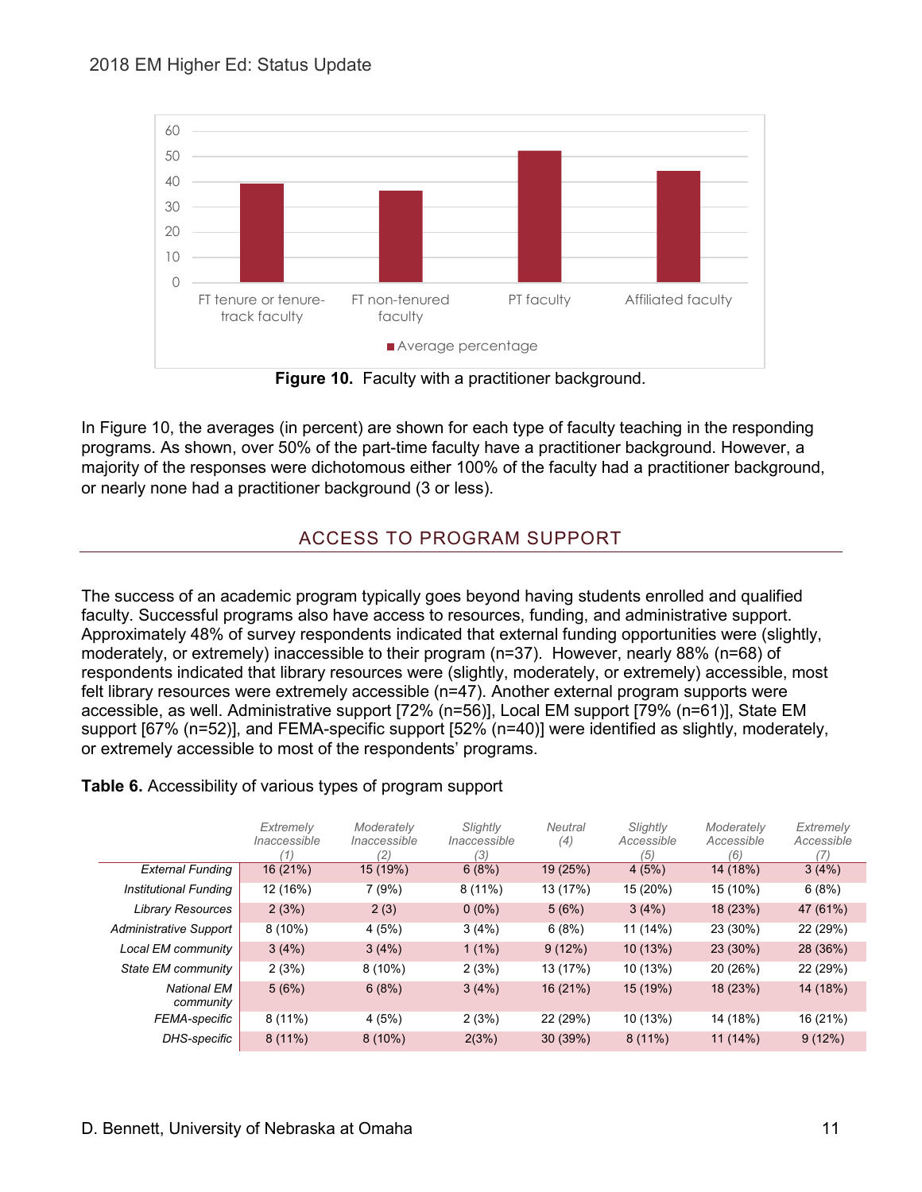Figure 10. Faculty with a practitioner background.

In Figure 10, the averages (in percent) are shown for each type of faculty teaching in the responding programs. As shown, over 50% of the part-time faculty have a practitioner background. However, a majority of the responses were dichotomous either 100% of the faculty had a practitioner background, or nearly none had a practitioner background (3 or less).

## ACCESS TO PROGRAM SUPPORT

The success of an academic program typically goes beyond having students enrolled and qualified faculty. Successful programs also have access to resources, funding, and administrative support. Approximately 48% of survey respondents indicated that external funding opportunities were (slightly, moderately, or extremely) inaccessible to their program (n=37). However, nearly 88% (n=68) of respondents indicated that library resources were (slightly, moderately, or extremely) accessible, most felt library resources were extremely accessible (n=47). Another external program supports were accessible, as well. Administrative support [72% (n=56)], Local EM support [79% (n=61)], State EM support [67% (n=52)], and FEMA-specific support [52% (n=40)] were identified as slightly, moderately, or extremely accessible to most of the respondents' programs.

**Table 6.** Accessibility of various types of program support

| | *Extremely Inaccessible (1)* | *Moderately Inaccessible (2)* | *Slightly Inaccessible (3)* | *Neutral (4)* | *Slightly Accessible (5)* | *Moderately Accessible (6)* | *Extremely Accessible (7)* |
|---|---|---|---|---|---|---|---|
| *External Funding* | 16 (21%) | 15 (19%) | 6 (8%) | 19 (25%) | 4 (5%) | 14 (18%) | 3 (4%) |
| *Institutional Funding* | 12 (16%) | 7 (9%) | 8 (11%) | 13 (17%) | 15 (20%) | 15 (10%) | 6 (8%) |
| *Library Resources* | 2 (3%) | 2 (3) | 0 (0%) | 5 (6%) | 3 (4%) | 18 (23%) | 47 (61%) |
| *Administrative Support* | 8 (10%) | 4 (5%) | 3 (4%) | 6 (8%) | 11 (14%) | 23 (30%) | 22 (29%) |
| *Local EM community* | 3 (4%) | 3 (4%) | 1 (1%) | 9 (12%) | 10 (13%) | 23 (30%) | 28 (36%) |
| *State EM community* | 2 (3%) | 8 (10%) | 2 (3%) | 13 (17%) | 10 (13%) | 20 (26%) | 22 (29%) |
| *National EM community* | 5 (6%) | 6 (8%) | 3 (4%) | 16 (21%) | 15 (19%) | 18 (23%) | 14 (18%) |
| *FEMA-specific* | 8 (11%) | 4 (5%) | 2 (3%) | 22 (29%) | 10 (13%) | 14 (18%) | 16 (21%) |
| *DHS-specific* | 8 (11%) | 8 (10%) | 2(3%) | 30 (39%) | 8 (11%) | 11 (14%) | 9 (12%) |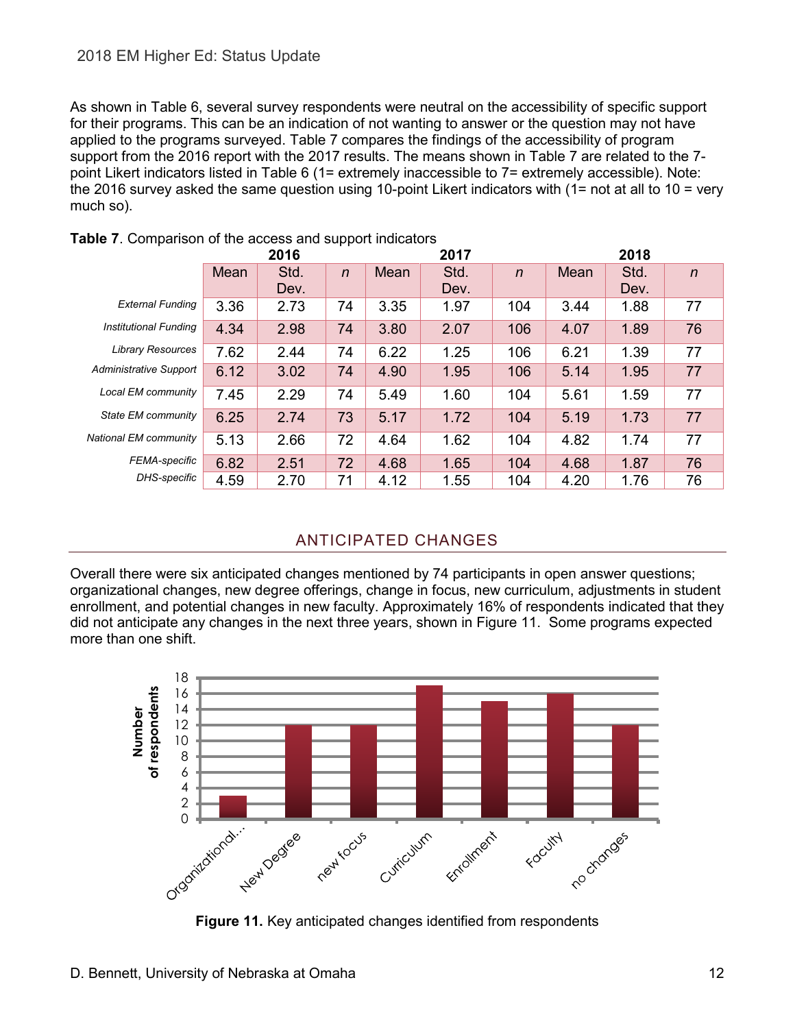As shown in Table 6, several survey respondents were neutral on the accessibility of specific support for their programs. This can be an indication of not wanting to answer or the question may not have applied to the programs surveyed. Table 7 compares the findings of the accessibility of program support from the 2016 report with the 2017 results. The means shown in Table 7 are related to the 7-point Likert indicators listed in Table 6 (1= extremely inaccessible to 7= extremely accessible). Note: the 2016 survey asked the same question using 10-point Likert indicators with (1= not at all to 10 = very much so).

**Table 7**. Comparison of the access and support indicators

| | **2016** | | | **2017** | | | **2018** | | |
|---|---|---|---|---|---|---|---|---|---|
| | Mean | Std. Dev. | *n* | Mean | Std. Dev. | *n* | Mean | Std. Dev. | *n* |
| *External Funding* | 3.36 | 2.73 | 74 | 3.35 | 1.97 | 104 | 3.44 | 1.88 | 77 |
| *Institutional Funding* | 4.34 | 2.98 | 74 | 3.80 | 2.07 | 106 | 4.07 | 1.89 | 76 |
| *Library Resources* | 7.62 | 2.44 | 74 | 6.22 | 1.25 | 106 | 6.21 | 1.39 | 77 |
| *Administrative Support* | 6.12 | 3.02 | 74 | 4.90 | 1.95 | 106 | 5.14 | 1.95 | 77 |
| *Local EM community* | 7.45 | 2.29 | 74 | 5.49 | 1.60 | 104 | 5.61 | 1.59 | 77 |
| *State EM community* | 6.25 | 2.74 | 73 | 5.17 | 1.72 | 104 | 5.19 | 1.73 | 77 |
| *National EM community* | 5.13 | 2.66 | 72 | 4.64 | 1.62 | 104 | 4.82 | 1.74 | 77 |
| *FEMA-specific* | 6.82 | 2.51 | 72 | 4.68 | 1.65 | 104 | 4.68 | 1.87 | 76 |
| *DHS-specific* | 4.59 | 2.70 | 71 | 4.12 | 1.55 | 104 | 4.20 | 1.76 | 76 |

## ANTICIPATED CHANGES

Overall there were six anticipated changes mentioned by 74 participants in open answer questions; organizational changes, new degree offerings, change in focus, new curriculum, adjustments in student enrollment, and potential changes in new faculty. Approximately 16% of respondents indicated that they did not anticipate any changes in the next three years, shown in Figure 11. Some programs expected more than one shift.

| Anticipated change | Number of respondents |
|---|---|
| Organizational... | 3 |
| New Degree | 12 |
| new focus | 12 |
| Curriculum | 17 |
| Enrollment | 15 |
| Faculty | 16 |
| no changes | 12 |

**Figure 11.** Key anticipated changes identified from respondents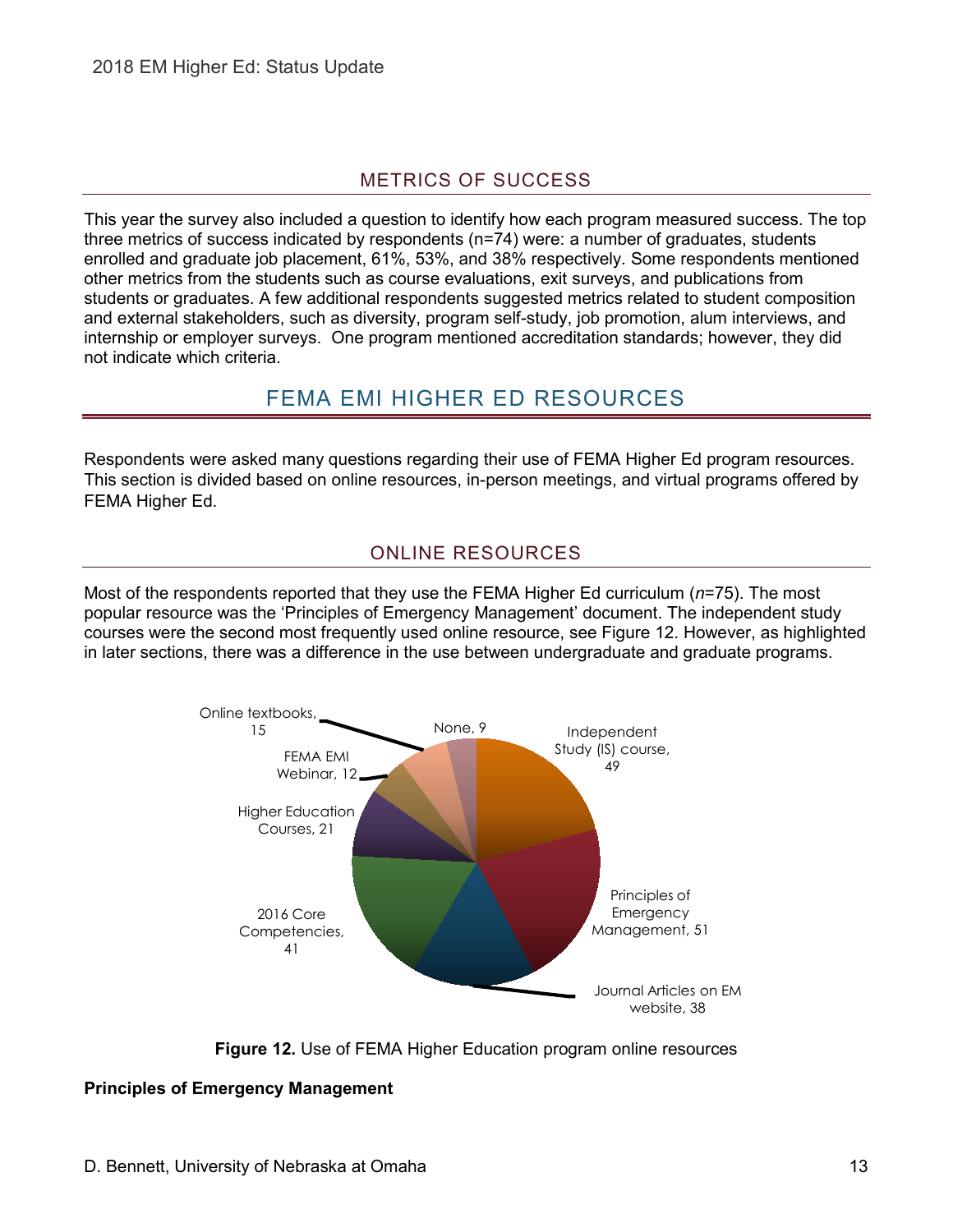## METRICS OF SUCCESS

This year the survey also included a question to identify how each program measured success. The top three metrics of success indicated by respondents (n=74) were: a number of graduates, students enrolled and graduate job placement, 61%, 53%, and 38% respectively. Some respondents mentioned other metrics from the students such as course evaluations, exit surveys, and publications from students or graduates. A few additional respondents suggested metrics related to student composition and external stakeholders, such as diversity, program self-study, job promotion, alum interviews, and internship or employer surveys. One program mentioned accreditation standards; however, they did not indicate which criteria.

# FEMA EMI HIGHER ED RESOURCES

Respondents were asked many questions regarding their use of FEMA Higher Ed program resources. This section is divided based on online resources, in-person meetings, and virtual programs offered by FEMA Higher Ed.

## ONLINE RESOURCES

Most of the respondents reported that they use the FEMA Higher Ed curriculum (*n*=75). The most popular resource was the 'Principles of Emergency Management' document. The independent study courses were the second most frequently used online resource, see Figure 12. However, as highlighted in later sections, there was a difference in the use between undergraduate and graduate programs.

| Resource | Count |
|---|---|
| Independent Study (IS) course | 49 |
| Principles of Emergency Management | 51 |
| Journal Articles on EM website | 38 |
| 2016 Core Competencies | 41 |
| Higher Education Courses | 21 |
| FEMA EMI Webinar | 12 |
| Online textbooks | 15 |
| None | 9 |

**Figure 12.** Use of FEMA Higher Education program online resources

**Principles of Emergency Management**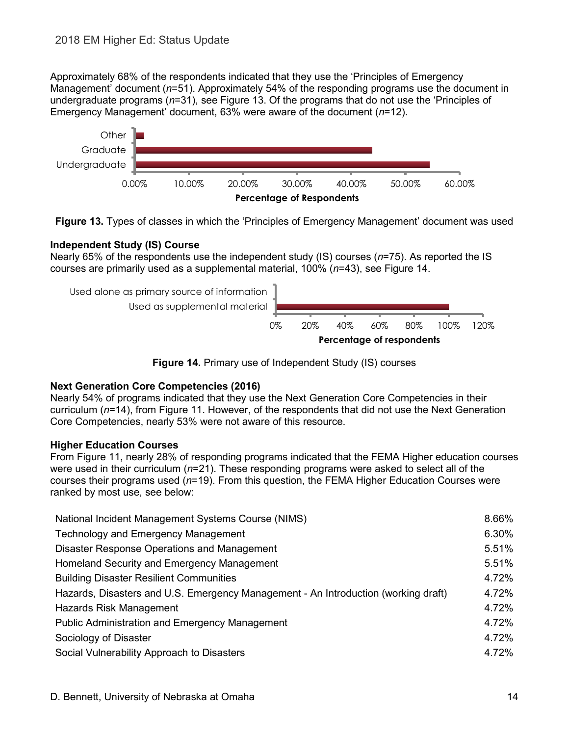Approximately 68% of the respondents indicated that they use the 'Principles of Emergency Management' document (*n*=51). Approximately 54% of the responding programs use the document in undergraduate programs (*n*=31), see Figure 13. Of the programs that do not use the 'Principles of Emergency Management' document, 63% were aware of the document (*n*=12).

**Figure 13.** Types of classes in which the 'Principles of Emergency Management' document was used

### Independent Study (IS) Course

Nearly 65% of the respondents use the independent study (IS) courses (*n*=75). As reported the IS courses are primarily used as a supplemental material, 100% (*n*=43), see Figure 14.

**Figure 14.** Primary use of Independent Study (IS) courses

### Next Generation Core Competencies (2016)

Nearly 54% of programs indicated that they use the Next Generation Core Competencies in their curriculum (*n*=14), from Figure 11. However, of the respondents that did not use the Next Generation Core Competencies, nearly 53% were not aware of this resource.

### Higher Education Courses

From Figure 11, nearly 28% of responding programs indicated that the FEMA Higher education courses were used in their curriculum (*n*=21). These responding programs were asked to select all of the courses their programs used (*n*=19). From this question, the FEMA Higher Education Courses were ranked by most use, see below:

| Course | Percentage |
|---|---|
| National Incident Management Systems Course (NIMS) | 8.66% |
| Technology and Emergency Management | 6.30% |
| Disaster Response Operations and Management | 5.51% |
| Homeland Security and Emergency Management | 5.51% |
| Building Disaster Resilient Communities | 4.72% |
| Hazards, Disasters and U.S. Emergency Management - An Introduction (working draft) | 4.72% |
| Hazards Risk Management | 4.72% |
| Public Administration and Emergency Management | 4.72% |
| Sociology of Disaster | 4.72% |
| Social Vulnerability Approach to Disasters | 4.72% |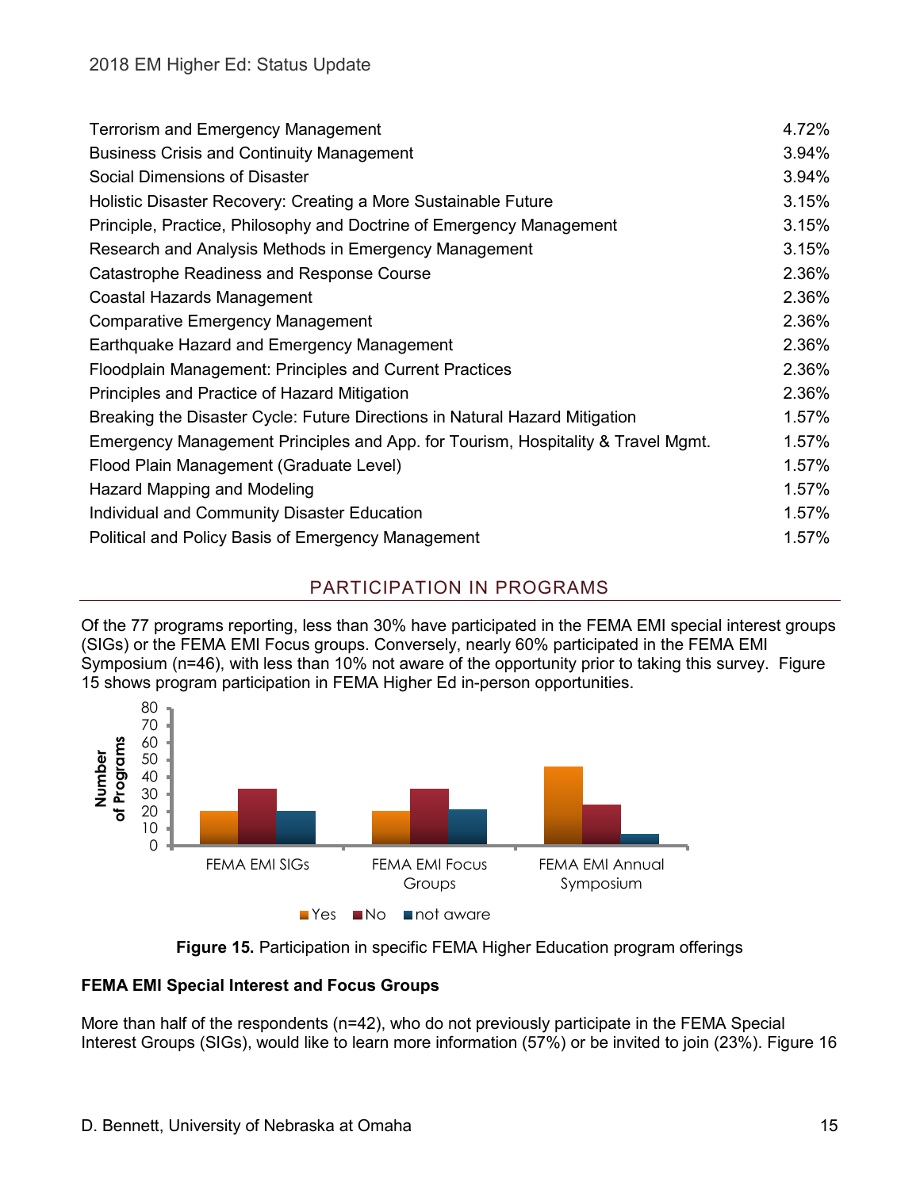| | |
|---|---|
| Terrorism and Emergency Management | 4.72% |
| Business Crisis and Continuity Management | 3.94% |
| Social Dimensions of Disaster | 3.94% |
| Holistic Disaster Recovery: Creating a More Sustainable Future | 3.15% |
| Principle, Practice, Philosophy and Doctrine of Emergency Management | 3.15% |
| Research and Analysis Methods in Emergency Management | 3.15% |
| Catastrophe Readiness and Response Course | 2.36% |
| Coastal Hazards Management | 2.36% |
| Comparative Emergency Management | 2.36% |
| Earthquake Hazard and Emergency Management | 2.36% |
| Floodplain Management: Principles and Current Practices | 2.36% |
| Principles and Practice of Hazard Mitigation | 2.36% |
| Breaking the Disaster Cycle: Future Directions in Natural Hazard Mitigation | 1.57% |
| Emergency Management Principles and App. for Tourism, Hospitality & Travel Mgmt. | 1.57% |
| Flood Plain Management (Graduate Level) | 1.57% |
| Hazard Mapping and Modeling | 1.57% |
| Individual and Community Disaster Education | 1.57% |
| Political and Policy Basis of Emergency Management | 1.57% |

## PARTICIPATION IN PROGRAMS

Of the 77 programs reporting, less than 30% have participated in the FEMA EMI special interest groups (SIGs) or the FEMA EMI Focus groups. Conversely, nearly 60% participated in the FEMA EMI Symposium (n=46), with less than 10% not aware of the opportunity prior to taking this survey. Figure 15 shows program participation in FEMA Higher Ed in-person opportunities.

**Figure 15.** Participation in specific FEMA Higher Education program offerings

**FEMA EMI Special Interest and Focus Groups**

More than half of the respondents (n=42), who do not previously participate in the FEMA Special Interest Groups (SIGs), would like to learn more information (57%) or be invited to join (23%). Figure 16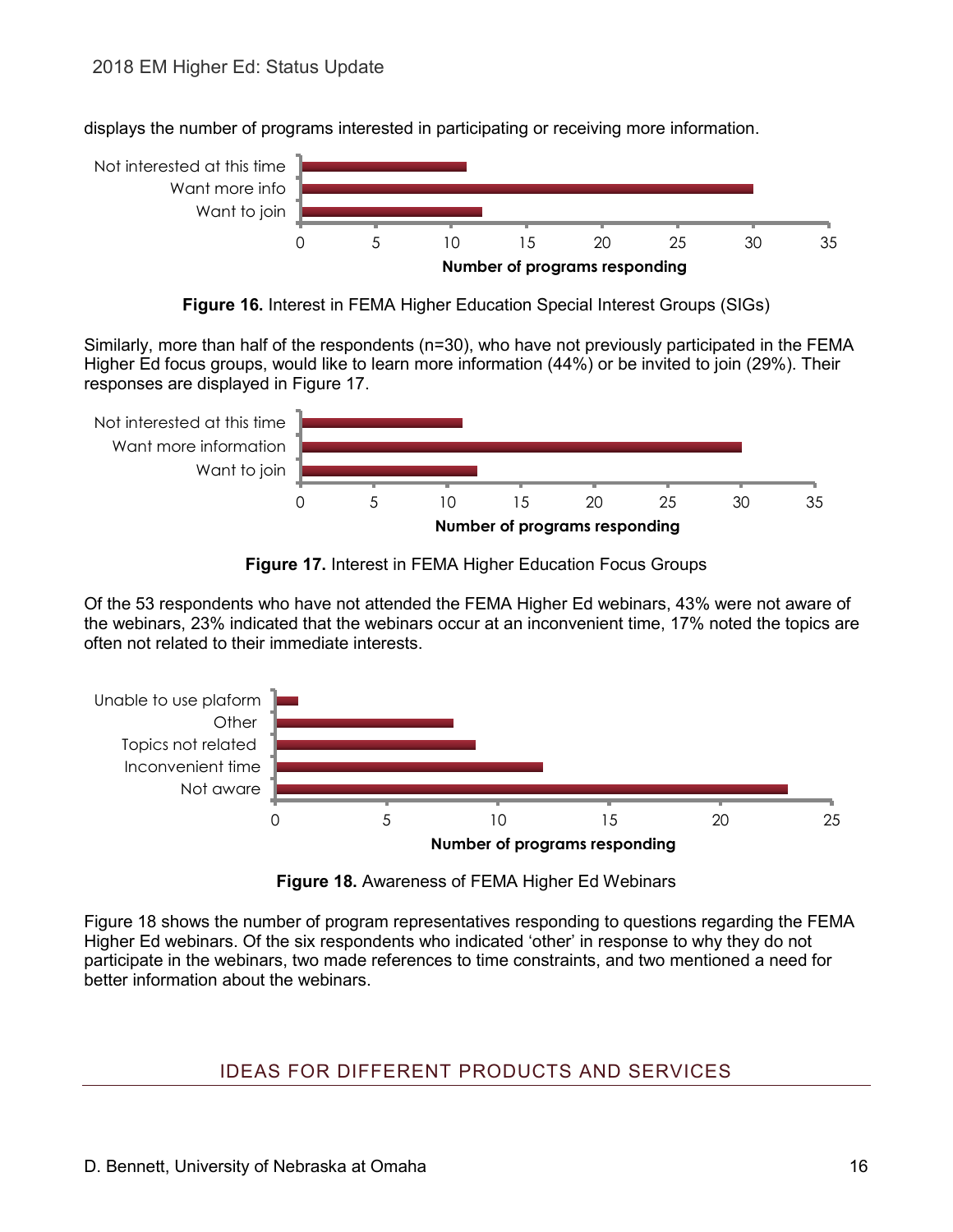displays the number of programs interested in participating or receiving more information.

Figure 16. Interest in FEMA Higher Education Special Interest Groups (SIGs)

Similarly, more than half of the respondents (n=30), who have not previously participated in the FEMA Higher Ed focus groups, would like to learn more information (44%) or be invited to join (29%). Their responses are displayed in Figure 17.

Figure 17. Interest in FEMA Higher Education Focus Groups

Of the 53 respondents who have not attended the FEMA Higher Ed webinars, 43% were not aware of the webinars, 23% indicated that the webinars occur at an inconvenient time, 17% noted the topics are often not related to their immediate interests.

Figure 18. Awareness of FEMA Higher Ed Webinars

Figure 18 shows the number of program representatives responding to questions regarding the FEMA Higher Ed webinars. Of the six respondents who indicated 'other' in response to why they do not participate in the webinars, two made references to time constraints, and two mentioned a need for better information about the webinars.

## IDEAS FOR DIFFERENT PRODUCTS AND SERVICES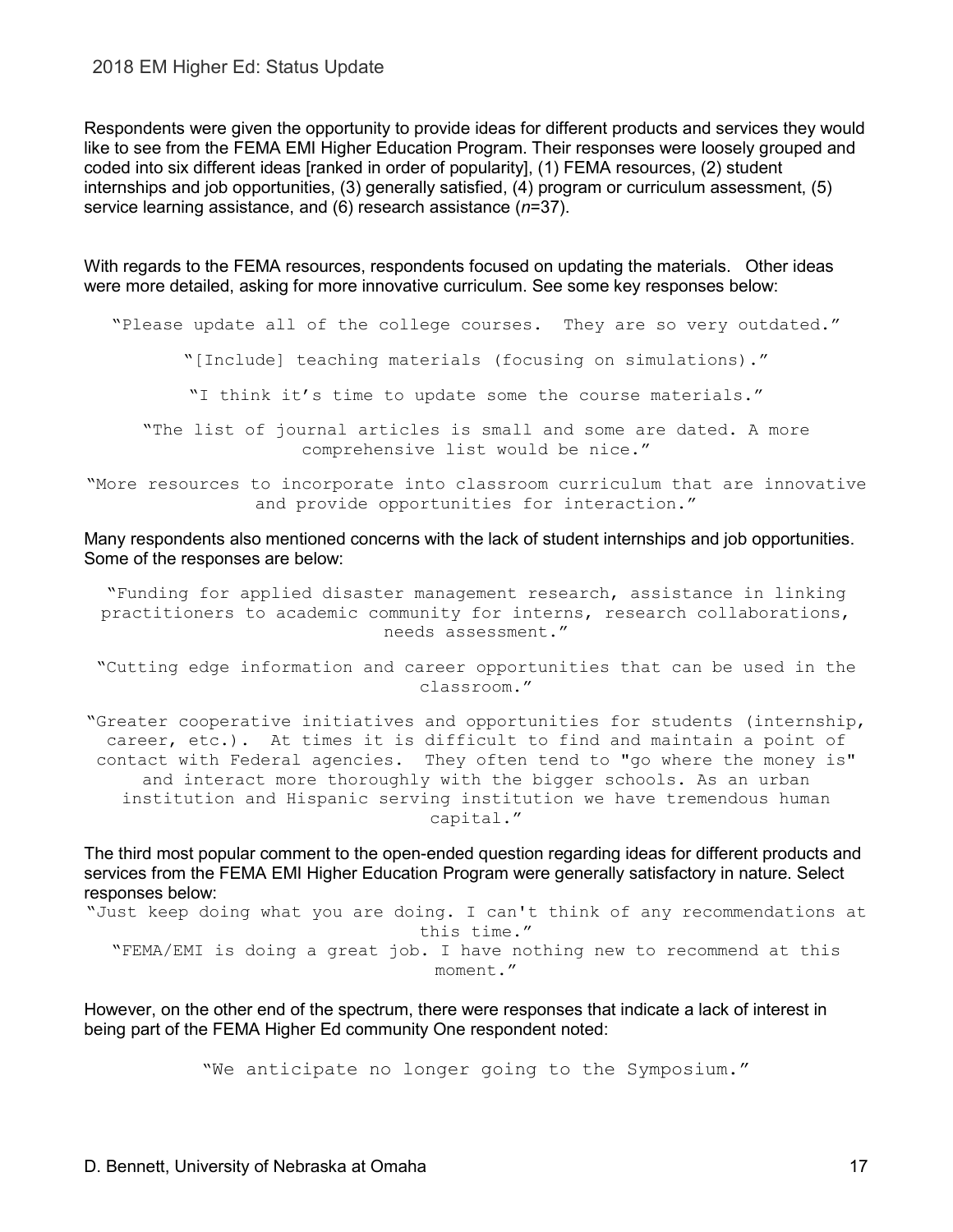Respondents were given the opportunity to provide ideas for different products and services they would like to see from the FEMA EMI Higher Education Program. Their responses were loosely grouped and coded into six different ideas [ranked in order of popularity], (1) FEMA resources, (2) student internships and job opportunities, (3) generally satisfied, (4) program or curriculum assessment, (5) service learning assistance, and (6) research assistance (*n*=37).

With regards to the FEMA resources, respondents focused on updating the materials. Other ideas were more detailed, asking for more innovative curriculum. See some key responses below:

> "Please update all of the college courses. They are so very outdated."
>
> "[Include] teaching materials (focusing on simulations)."
>
> "I think it's time to update some the course materials."
>
> "The list of journal articles is small and some are dated. A more comprehensive list would be nice."
>
> "More resources to incorporate into classroom curriculum that are innovative and provide opportunities for interaction."

Many respondents also mentioned concerns with the lack of student internships and job opportunities. Some of the responses are below:

> "Funding for applied disaster management research, assistance in linking practitioners to academic community for interns, research collaborations, needs assessment."
>
> "Cutting edge information and career opportunities that can be used in the classroom."
>
> "Greater cooperative initiatives and opportunities for students (internship, career, etc.). At times it is difficult to find and maintain a point of contact with Federal agencies. They often tend to "go where the money is" and interact more thoroughly with the bigger schools. As an urban institution and Hispanic serving institution we have tremendous human capital."

The third most popular comment to the open-ended question regarding ideas for different products and services from the FEMA EMI Higher Education Program were generally satisfactory in nature. Select responses below:

> "Just keep doing what you are doing. I can't think of any recommendations at this time."
>
> "FEMA/EMI is doing a great job. I have nothing new to recommend at this moment."

However, on the other end of the spectrum, there were responses that indicate a lack of interest in being part of the FEMA Higher Ed community One respondent noted:

> "We anticipate no longer going to the Symposium."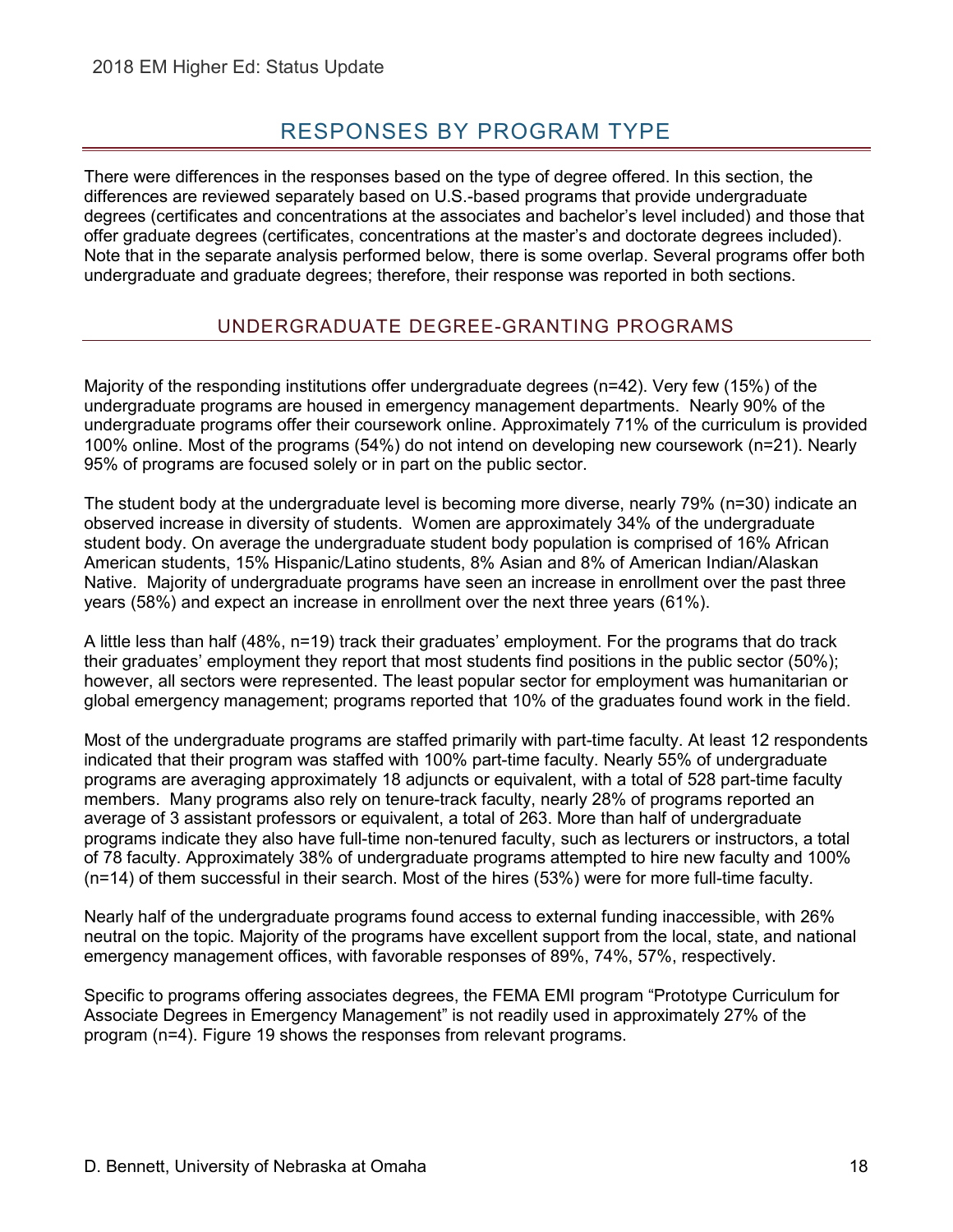# RESPONSES BY PROGRAM TYPE

There were differences in the responses based on the type of degree offered. In this section, the differences are reviewed separately based on U.S.-based programs that provide undergraduate degrees (certificates and concentrations at the associates and bachelor's level included) and those that offer graduate degrees (certificates, concentrations at the master's and doctorate degrees included). Note that in the separate analysis performed below, there is some overlap. Several programs offer both undergraduate and graduate degrees; therefore, their response was reported in both sections.

## UNDERGRADUATE DEGREE-GRANTING PROGRAMS

Majority of the responding institutions offer undergraduate degrees (n=42). Very few (15%) of the undergraduate programs are housed in emergency management departments. Nearly 90% of the undergraduate programs offer their coursework online. Approximately 71% of the curriculum is provided 100% online. Most of the programs (54%) do not intend on developing new coursework (n=21). Nearly 95% of programs are focused solely or in part on the public sector.

The student body at the undergraduate level is becoming more diverse, nearly 79% (n=30) indicate an observed increase in diversity of students. Women are approximately 34% of the undergraduate student body. On average the undergraduate student body population is comprised of 16% African American students, 15% Hispanic/Latino students, 8% Asian and 8% of American Indian/Alaskan Native. Majority of undergraduate programs have seen an increase in enrollment over the past three years (58%) and expect an increase in enrollment over the next three years (61%).

A little less than half (48%, n=19) track their graduates' employment. For the programs that do track their graduates' employment they report that most students find positions in the public sector (50%); however, all sectors were represented. The least popular sector for employment was humanitarian or global emergency management; programs reported that 10% of the graduates found work in the field.

Most of the undergraduate programs are staffed primarily with part-time faculty. At least 12 respondents indicated that their program was staffed with 100% part-time faculty. Nearly 55% of undergraduate programs are averaging approximately 18 adjuncts or equivalent, with a total of 528 part-time faculty members. Many programs also rely on tenure-track faculty, nearly 28% of programs reported an average of 3 assistant professors or equivalent, a total of 263. More than half of undergraduate programs indicate they also have full-time non-tenured faculty, such as lecturers or instructors, a total of 78 faculty. Approximately 38% of undergraduate programs attempted to hire new faculty and 100% (n=14) of them successful in their search. Most of the hires (53%) were for more full-time faculty.

Nearly half of the undergraduate programs found access to external funding inaccessible, with 26% neutral on the topic. Majority of the programs have excellent support from the local, state, and national emergency management offices, with favorable responses of 89%, 74%, 57%, respectively.

Specific to programs offering associates degrees, the FEMA EMI program "Prototype Curriculum for Associate Degrees in Emergency Management" is not readily used in approximately 27% of the program (n=4). Figure 19 shows the responses from relevant programs.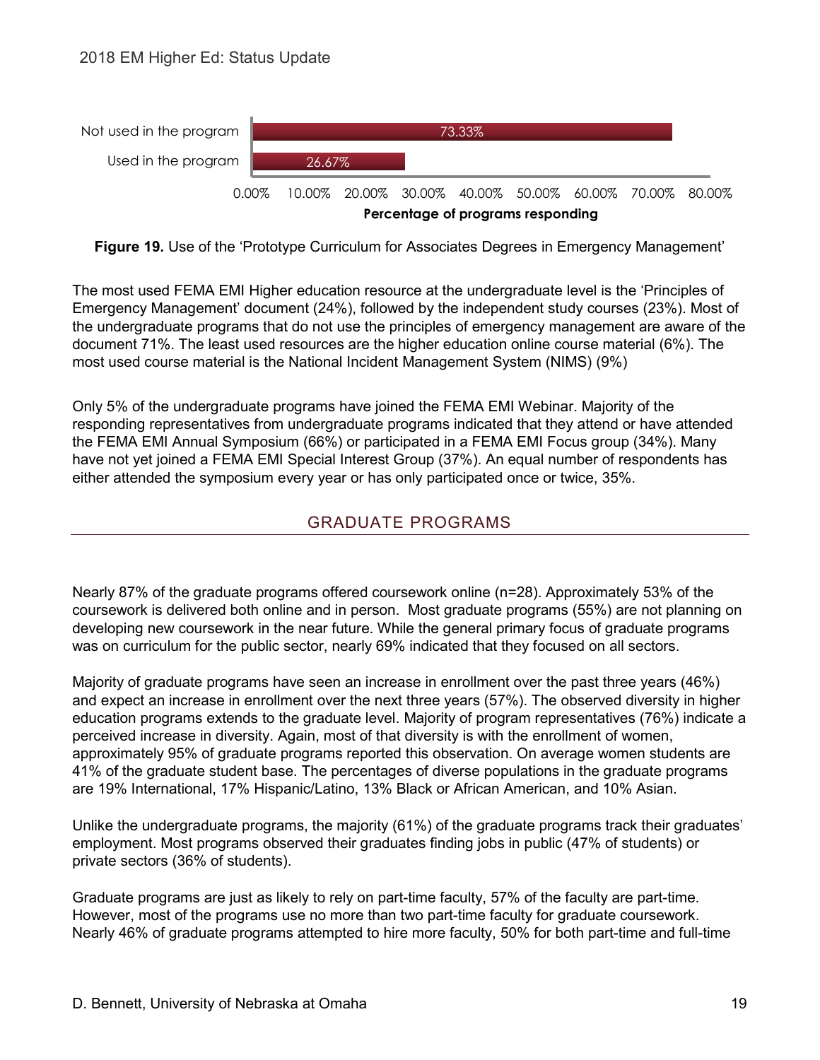| | Percentage of programs responding |
|---|---|
| Not used in the program | 73.33% |
| Used in the program | 26.67% |

**Figure 19.** Use of the 'Prototype Curriculum for Associates Degrees in Emergency Management'

The most used FEMA EMI Higher education resource at the undergraduate level is the 'Principles of Emergency Management' document (24%), followed by the independent study courses (23%). Most of the undergraduate programs that do not use the principles of emergency management are aware of the document 71%. The least used resources are the higher education online course material (6%). The most used course material is the National Incident Management System (NIMS) (9%)

Only 5% of the undergraduate programs have joined the FEMA EMI Webinar. Majority of the responding representatives from undergraduate programs indicated that they attend or have attended the FEMA EMI Annual Symposium (66%) or participated in a FEMA EMI Focus group (34%). Many have not yet joined a FEMA EMI Special Interest Group (37%). An equal number of respondents has either attended the symposium every year or has only participated once or twice, 35%.

## GRADUATE PROGRAMS

Nearly 87% of the graduate programs offered coursework online (n=28). Approximately 53% of the coursework is delivered both online and in person. Most graduate programs (55%) are not planning on developing new coursework in the near future. While the general primary focus of graduate programs was on curriculum for the public sector, nearly 69% indicated that they focused on all sectors.

Majority of graduate programs have seen an increase in enrollment over the past three years (46%) and expect an increase in enrollment over the next three years (57%). The observed diversity in higher education programs extends to the graduate level. Majority of program representatives (76%) indicate a perceived increase in diversity. Again, most of that diversity is with the enrollment of women, approximately 95% of graduate programs reported this observation. On average women students are 41% of the graduate student base. The percentages of diverse populations in the graduate programs are 19% International, 17% Hispanic/Latino, 13% Black or African American, and 10% Asian.

Unlike the undergraduate programs, the majority (61%) of the graduate programs track their graduates' employment. Most programs observed their graduates finding jobs in public (47% of students) or private sectors (36% of students).

Graduate programs are just as likely to rely on part-time faculty, 57% of the faculty are part-time. However, most of the programs use no more than two part-time faculty for graduate coursework. Nearly 46% of graduate programs attempted to hire more faculty, 50% for both part-time and full-time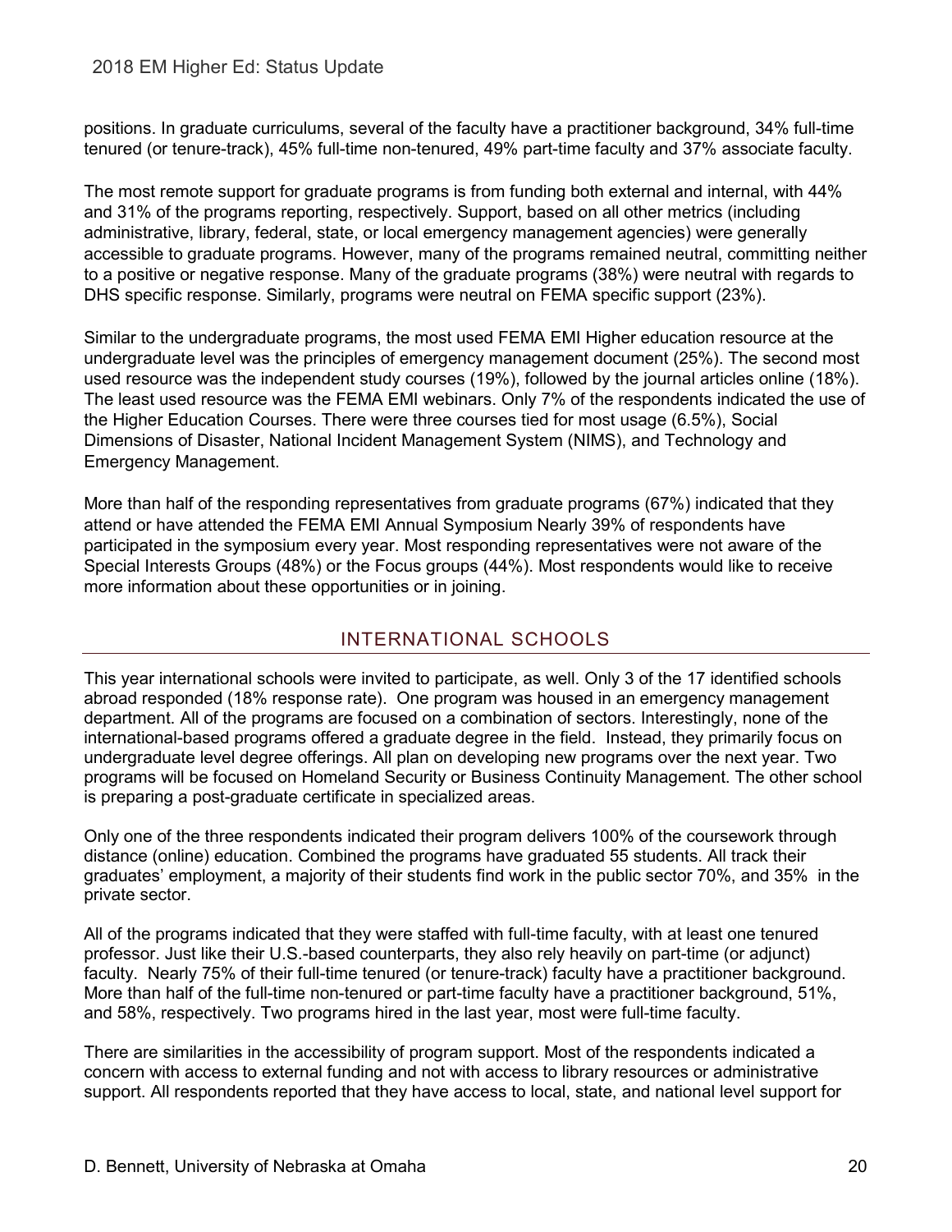positions. In graduate curriculums, several of the faculty have a practitioner background, 34% full-time tenured (or tenure-track), 45% full-time non-tenured, 49% part-time faculty and 37% associate faculty.

The most remote support for graduate programs is from funding both external and internal, with 44% and 31% of the programs reporting, respectively. Support, based on all other metrics (including administrative, library, federal, state, or local emergency management agencies) were generally accessible to graduate programs. However, many of the programs remained neutral, committing neither to a positive or negative response. Many of the graduate programs (38%) were neutral with regards to DHS specific response. Similarly, programs were neutral on FEMA specific support (23%).

Similar to the undergraduate programs, the most used FEMA EMI Higher education resource at the undergraduate level was the principles of emergency management document (25%). The second most used resource was the independent study courses (19%), followed by the journal articles online (18%). The least used resource was the FEMA EMI webinars. Only 7% of the respondents indicated the use of the Higher Education Courses. There were three courses tied for most usage (6.5%), Social Dimensions of Disaster, National Incident Management System (NIMS), and Technology and Emergency Management.

More than half of the responding representatives from graduate programs (67%) indicated that they attend or have attended the FEMA EMI Annual Symposium Nearly 39% of respondents have participated in the symposium every year. Most responding representatives were not aware of the Special Interests Groups (48%) or the Focus groups (44%). Most respondents would like to receive more information about these opportunities or in joining.

## INTERNATIONAL SCHOOLS

This year international schools were invited to participate, as well. Only 3 of the 17 identified schools abroad responded (18% response rate). One program was housed in an emergency management department. All of the programs are focused on a combination of sectors. Interestingly, none of the international-based programs offered a graduate degree in the field. Instead, they primarily focus on undergraduate level degree offerings. All plan on developing new programs over the next year. Two programs will be focused on Homeland Security or Business Continuity Management. The other school is preparing a post-graduate certificate in specialized areas.

Only one of the three respondents indicated their program delivers 100% of the coursework through distance (online) education. Combined the programs have graduated 55 students. All track their graduates' employment, a majority of their students find work in the public sector 70%, and 35% in the private sector.

All of the programs indicated that they were staffed with full-time faculty, with at least one tenured professor. Just like their U.S.-based counterparts, they also rely heavily on part-time (or adjunct) faculty. Nearly 75% of their full-time tenured (or tenure-track) faculty have a practitioner background. More than half of the full-time non-tenured or part-time faculty have a practitioner background, 51%, and 58%, respectively. Two programs hired in the last year, most were full-time faculty.

There are similarities in the accessibility of program support. Most of the respondents indicated a concern with access to external funding and not with access to library resources or administrative support. All respondents reported that they have access to local, state, and national level support for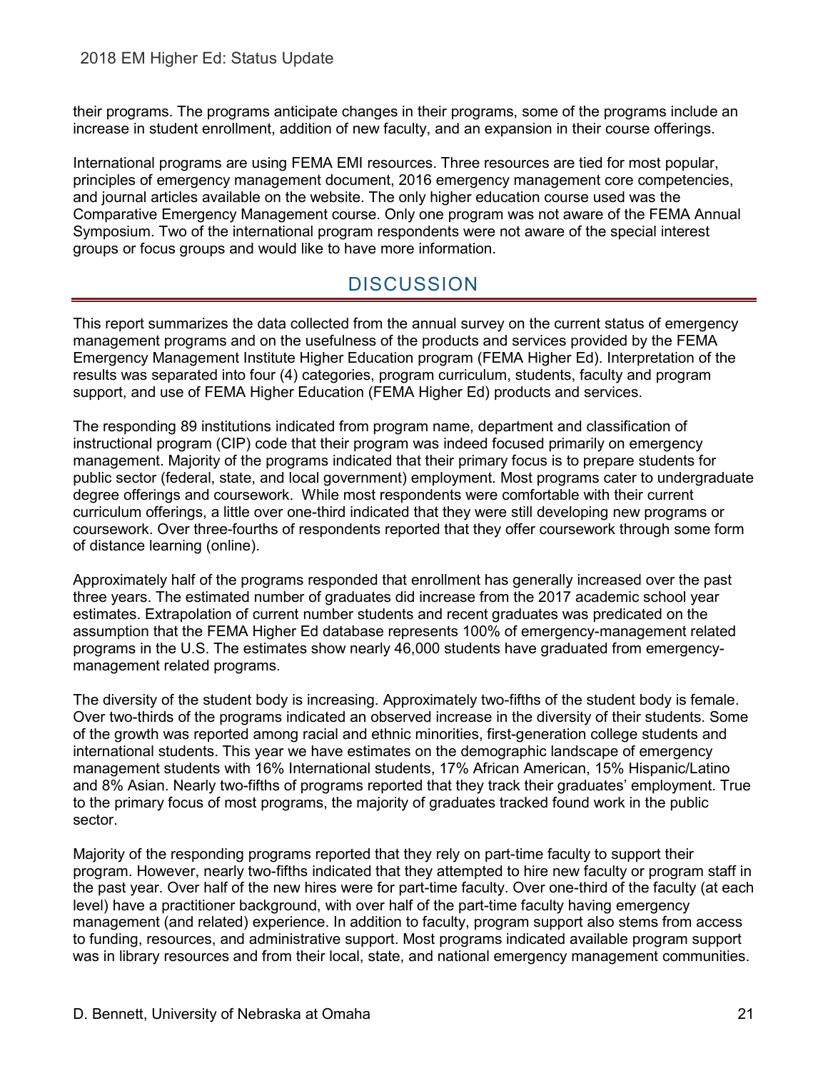their programs. The programs anticipate changes in their programs, some of the programs include an increase in student enrollment, addition of new faculty, and an expansion in their course offerings.

International programs are using FEMA EMI resources. Three resources are tied for most popular, principles of emergency management document, 2016 emergency management core competencies, and journal articles available on the website. The only higher education course used was the Comparative Emergency Management course. Only one program was not aware of the FEMA Annual Symposium. Two of the international program respondents were not aware of the special interest groups or focus groups and would like to have more information.

## DISCUSSION

This report summarizes the data collected from the annual survey on the current status of emergency management programs and on the usefulness of the products and services provided by the FEMA Emergency Management Institute Higher Education program (FEMA Higher Ed). Interpretation of the results was separated into four (4) categories, program curriculum, students, faculty and program support, and use of FEMA Higher Education (FEMA Higher Ed) products and services.

The responding 89 institutions indicated from program name, department and classification of instructional program (CIP) code that their program was indeed focused primarily on emergency management. Majority of the programs indicated that their primary focus is to prepare students for public sector (federal, state, and local government) employment. Most programs cater to undergraduate degree offerings and coursework. While most respondents were comfortable with their current curriculum offerings, a little over one-third indicated that they were still developing new programs or coursework. Over three-fourths of respondents reported that they offer coursework through some form of distance learning (online).

Approximately half of the programs responded that enrollment has generally increased over the past three years. The estimated number of graduates did increase from the 2017 academic school year estimates. Extrapolation of current number students and recent graduates was predicated on the assumption that the FEMA Higher Ed database represents 100% of emergency-management related programs in the U.S. The estimates show nearly 46,000 students have graduated from emergency-management related programs.

The diversity of the student body is increasing. Approximately two-fifths of the student body is female. Over two-thirds of the programs indicated an observed increase in the diversity of their students. Some of the growth was reported among racial and ethnic minorities, first-generation college students and international students. This year we have estimates on the demographic landscape of emergency management students with 16% International students, 17% African American, 15% Hispanic/Latino and 8% Asian. Nearly two-fifths of programs reported that they track their graduates' employment. True to the primary focus of most programs, the majority of graduates tracked found work in the public sector.

Majority of the responding programs reported that they rely on part-time faculty to support their program. However, nearly two-fifths indicated that they attempted to hire new faculty or program staff in the past year. Over half of the new hires were for part-time faculty. Over one-third of the faculty (at each level) have a practitioner background, with over half of the part-time faculty having emergency management (and related) experience. In addition to faculty, program support also stems from access to funding, resources, and administrative support. Most programs indicated available program support was in library resources and from their local, state, and national emergency management communities.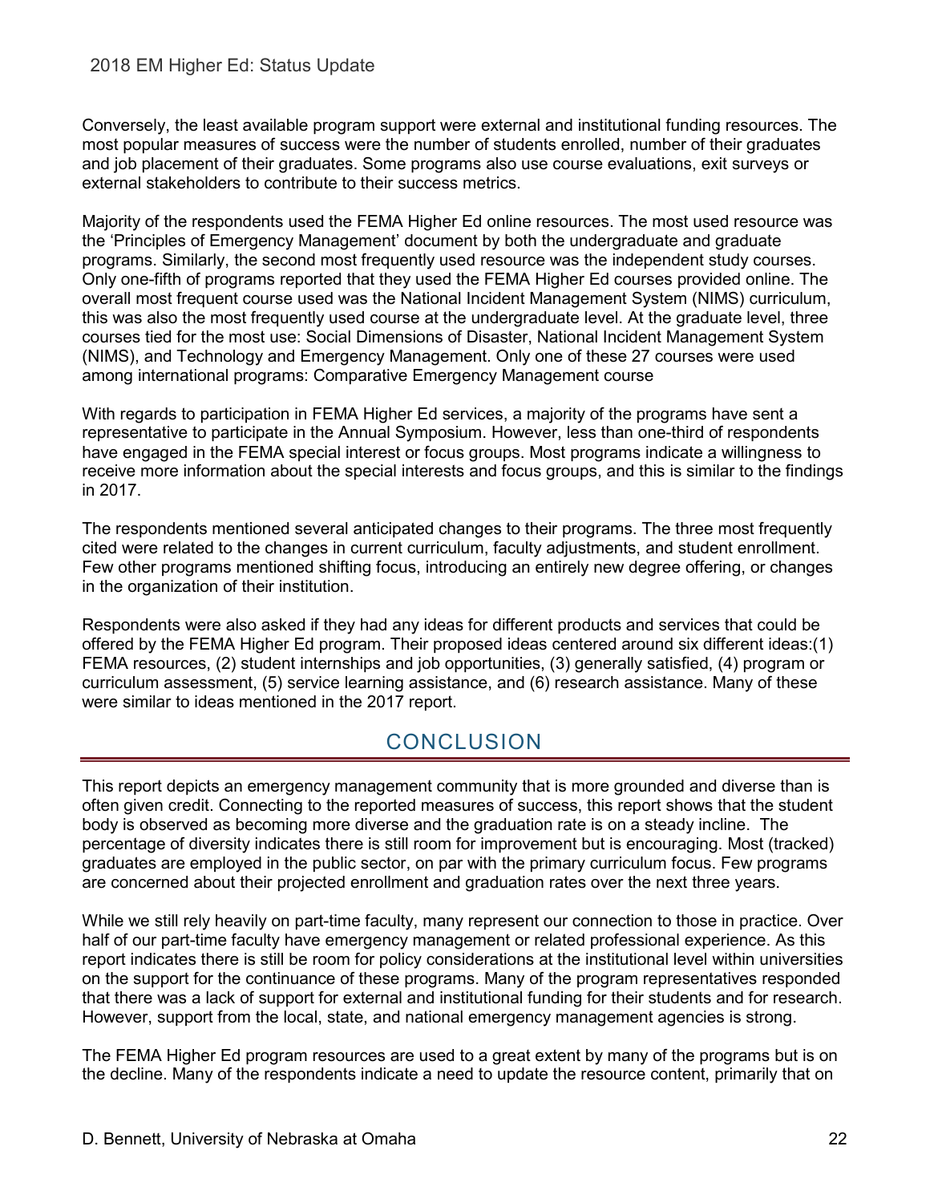Conversely, the least available program support were external and institutional funding resources. The most popular measures of success were the number of students enrolled, number of their graduates and job placement of their graduates. Some programs also use course evaluations, exit surveys or external stakeholders to contribute to their success metrics.

Majority of the respondents used the FEMA Higher Ed online resources. The most used resource was the 'Principles of Emergency Management' document by both the undergraduate and graduate programs. Similarly, the second most frequently used resource was the independent study courses. Only one-fifth of programs reported that they used the FEMA Higher Ed courses provided online. The overall most frequent course used was the National Incident Management System (NIMS) curriculum, this was also the most frequently used course at the undergraduate level. At the graduate level, three courses tied for the most use: Social Dimensions of Disaster, National Incident Management System (NIMS), and Technology and Emergency Management. Only one of these 27 courses were used among international programs: Comparative Emergency Management course

With regards to participation in FEMA Higher Ed services, a majority of the programs have sent a representative to participate in the Annual Symposium. However, less than one-third of respondents have engaged in the FEMA special interest or focus groups. Most programs indicate a willingness to receive more information about the special interests and focus groups, and this is similar to the findings in 2017.

The respondents mentioned several anticipated changes to their programs. The three most frequently cited were related to the changes in current curriculum, faculty adjustments, and student enrollment. Few other programs mentioned shifting focus, introducing an entirely new degree offering, or changes in the organization of their institution.

Respondents were also asked if they had any ideas for different products and services that could be offered by the FEMA Higher Ed program. Their proposed ideas centered around six different ideas:(1) FEMA resources, (2) student internships and job opportunities, (3) generally satisfied, (4) program or curriculum assessment, (5) service learning assistance, and (6) research assistance. Many of these were similar to ideas mentioned in the 2017 report.

## CONCLUSION

This report depicts an emergency management community that is more grounded and diverse than is often given credit. Connecting to the reported measures of success, this report shows that the student body is observed as becoming more diverse and the graduation rate is on a steady incline. The percentage of diversity indicates there is still room for improvement but is encouraging. Most (tracked) graduates are employed in the public sector, on par with the primary curriculum focus. Few programs are concerned about their projected enrollment and graduation rates over the next three years.

While we still rely heavily on part-time faculty, many represent our connection to those in practice. Over half of our part-time faculty have emergency management or related professional experience. As this report indicates there is still be room for policy considerations at the institutional level within universities on the support for the continuance of these programs. Many of the program representatives responded that there was a lack of support for external and institutional funding for their students and for research. However, support from the local, state, and national emergency management agencies is strong.

The FEMA Higher Ed program resources are used to a great extent by many of the programs but is on the decline. Many of the respondents indicate a need to update the resource content, primarily that on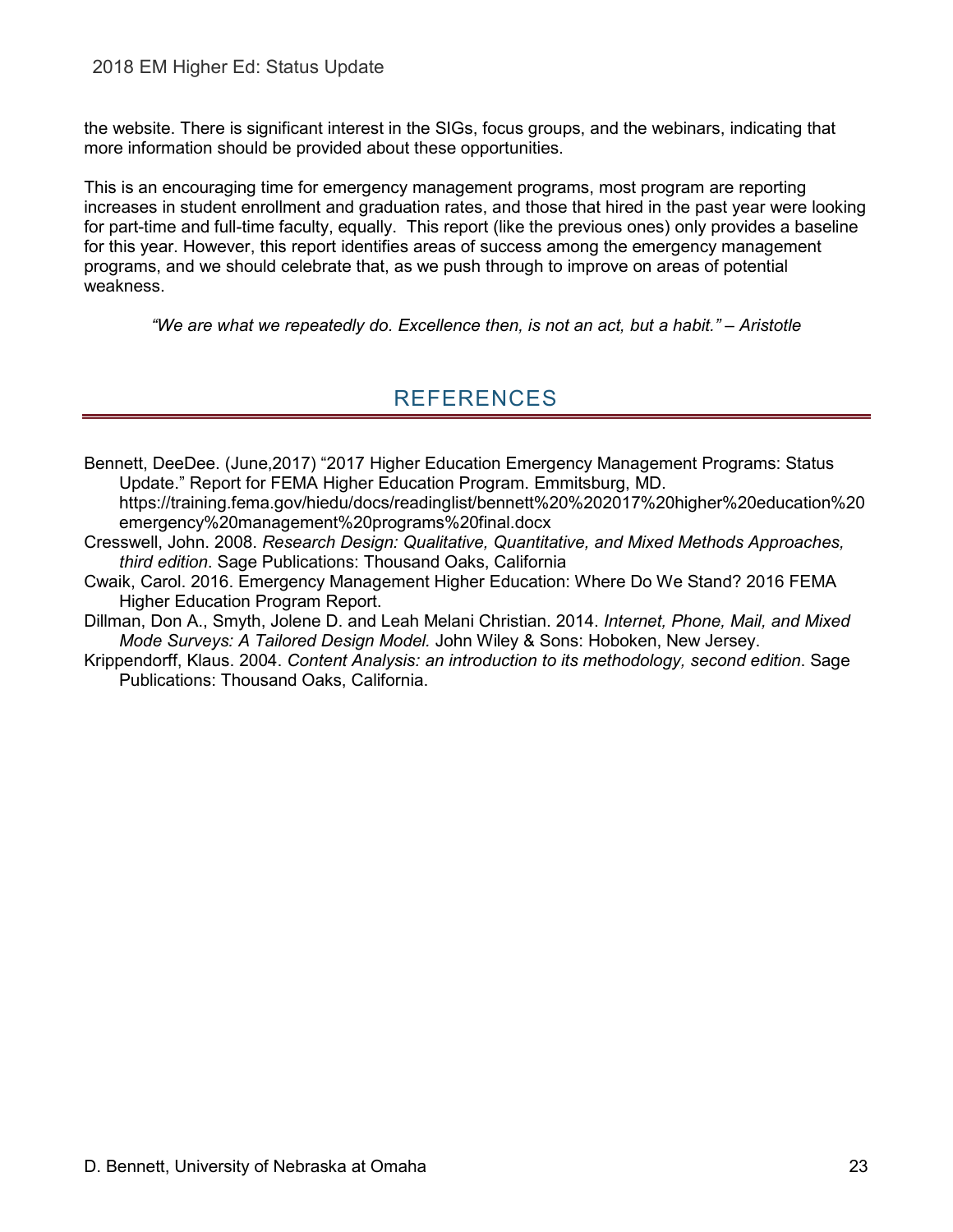the website. There is significant interest in the SIGs, focus groups, and the webinars, indicating that more information should be provided about these opportunities.

This is an encouraging time for emergency management programs, most program are reporting increases in student enrollment and graduation rates, and those that hired in the past year were looking for part-time and full-time faculty, equally. This report (like the previous ones) only provides a baseline for this year. However, this report identifies areas of success among the emergency management programs, and we should celebrate that, as we push through to improve on areas of potential weakness.

*“We are what we repeatedly do. Excellence then, is not an act, but a habit.” – Aristotle*

## REFERENCES

Bennett, DeeDee. (June,2017) “2017 Higher Education Emergency Management Programs: Status Update.” Report for FEMA Higher Education Program. Emmitsburg, MD. https://training.fema.gov/hiedu/docs/readinglist/bennett%20%202017%20higher%20education%20emergency%20management%20programs%20final.docx

Cresswell, John. 2008. *Research Design: Qualitative, Quantitative, and Mixed Methods Approaches, third edition*. Sage Publications: Thousand Oaks, California

Cwaik, Carol. 2016. Emergency Management Higher Education: Where Do We Stand? 2016 FEMA Higher Education Program Report.

Dillman, Don A., Smyth, Jolene D. and Leah Melani Christian. 2014. *Internet, Phone, Mail, and Mixed Mode Surveys: A Tailored Design Model.* John Wiley & Sons: Hoboken, New Jersey.

Krippendorff, Klaus. 2004. *Content Analysis: an introduction to its methodology, second edition*. Sage Publications: Thousand Oaks, California.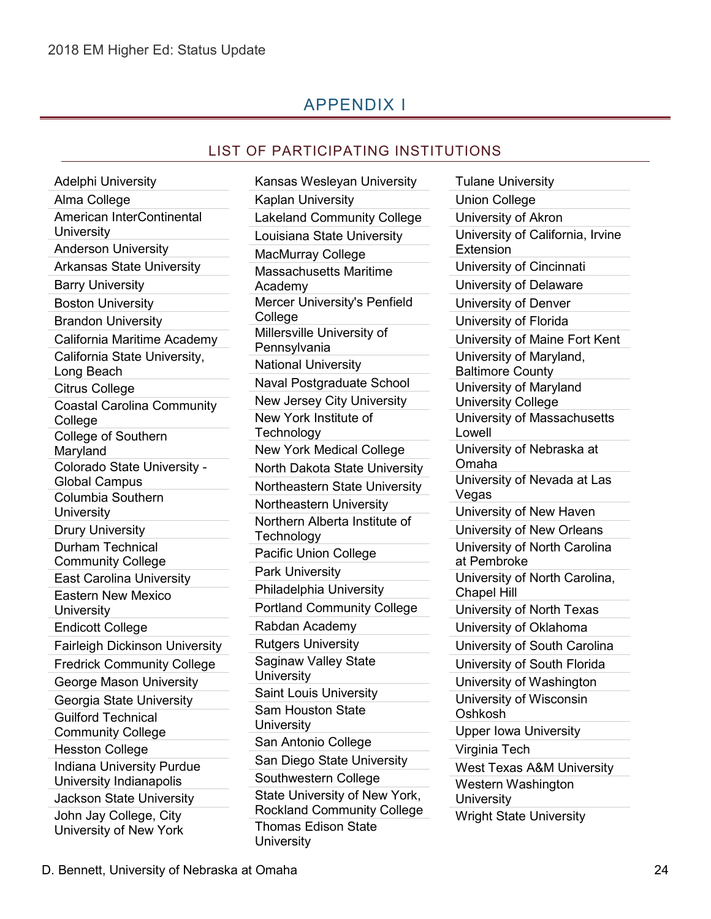# APPENDIX I

## LIST OF PARTICIPATING INSTITUTIONS

- Adelphi University
- Alma College
- American InterContinental University
- Anderson University
- Arkansas State University
- Barry University
- Boston University
- Brandon University
- California Maritime Academy
- California State University, Long Beach
- Citrus College
- Coastal Carolina Community College
- College of Southern Maryland
- Colorado State University - Global Campus
- Columbia Southern University
- Drury University
- Durham Technical Community College
- East Carolina University
- Eastern New Mexico University
- Endicott College
- Fairleigh Dickinson University
- Fredrick Community College
- George Mason University
- Georgia State University
- Guilford Technical Community College
- Hesston College
- Indiana University Purdue University Indianapolis
- Jackson State University
- John Jay College, City University of New York
- Kansas Wesleyan University
- Kaplan University
- Lakeland Community College
- Louisiana State University
- MacMurray College
- Massachusetts Maritime Academy
- Mercer University's Penfield College
- Millersville University of Pennsylvania
- National University
- Naval Postgraduate School
- New Jersey City University
- New York Institute of Technology
- New York Medical College
- North Dakota State University
- Northeastern State University
- Northeastern University
- Northern Alberta Institute of Technology
- Pacific Union College
- Park University
- Philadelphia University
- Portland Community College
- Rabdan Academy
- Rutgers University
- Saginaw Valley State University
- Saint Louis University
- Sam Houston State University
- San Antonio College
- San Diego State University
- Southwestern College
- State University of New York, Rockland Community College
- Thomas Edison State University
- Tulane University
- Union College
- University of Akron
- University of California, Irvine Extension
- University of Cincinnati
- University of Delaware
- University of Denver
- University of Florida
- University of Maine Fort Kent
- University of Maryland, Baltimore County
- University of Maryland University College
- University of Massachusetts Lowell
- University of Nebraska at Omaha
- University of Nevada at Las Vegas
- University of New Haven
- University of New Orleans
- University of North Carolina at Pembroke
- University of North Carolina, Chapel Hill
- University of North Texas
- University of Oklahoma
- University of South Carolina
- University of South Florida
- University of Washington
- University of Wisconsin Oshkosh
- Upper Iowa University
- Virginia Tech
- West Texas A&M University
- Western Washington University
- Wright State University